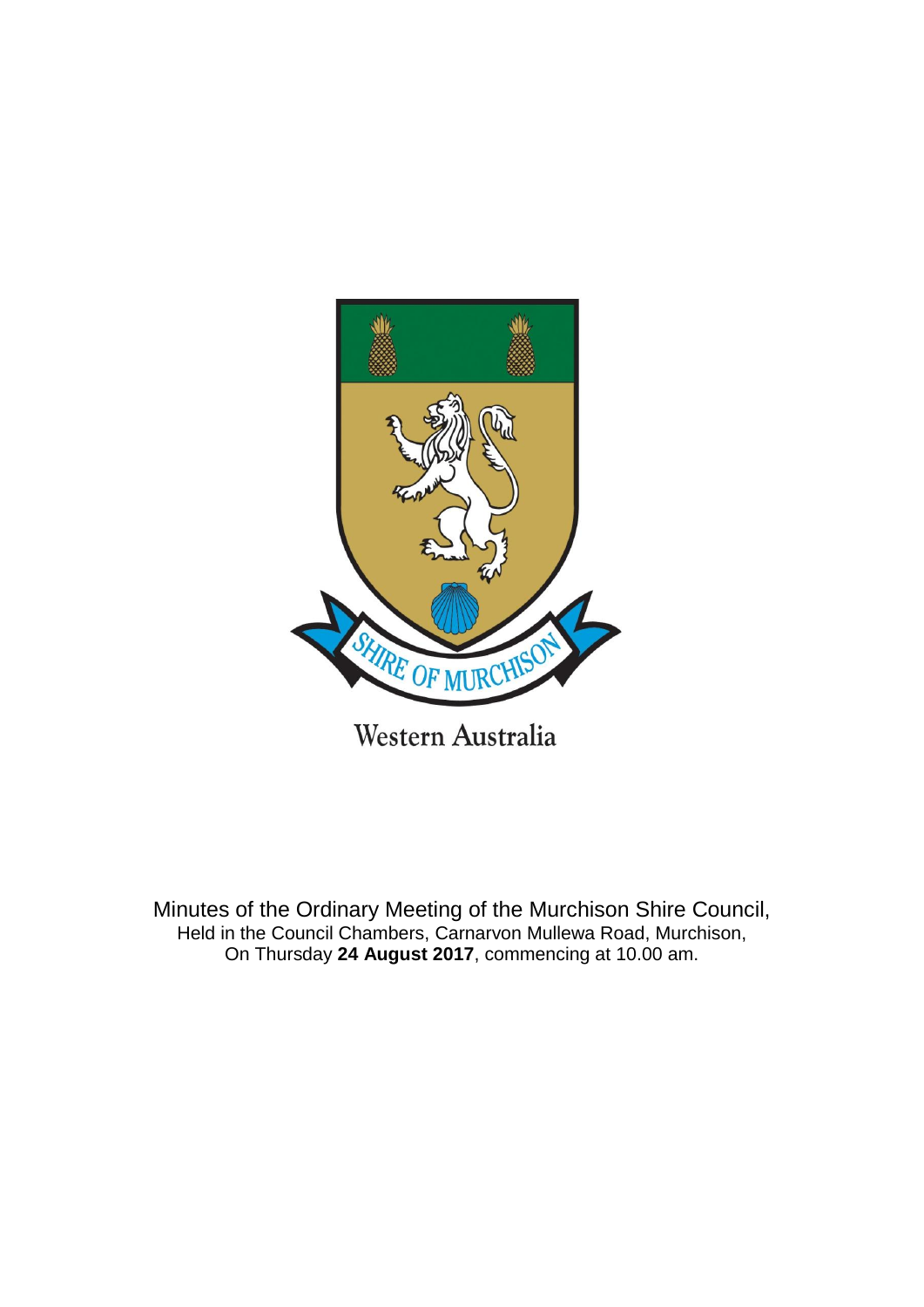SHIRE OF MURCHISON

Western Australia

Minutes of the Ordinary Meeting of the Murchison Shire Council,
Held in the Council Chambers, Carnarvon Mullewa Road, Murchison,
On Thursday **24 August 2017**, commencing at 10.00 am.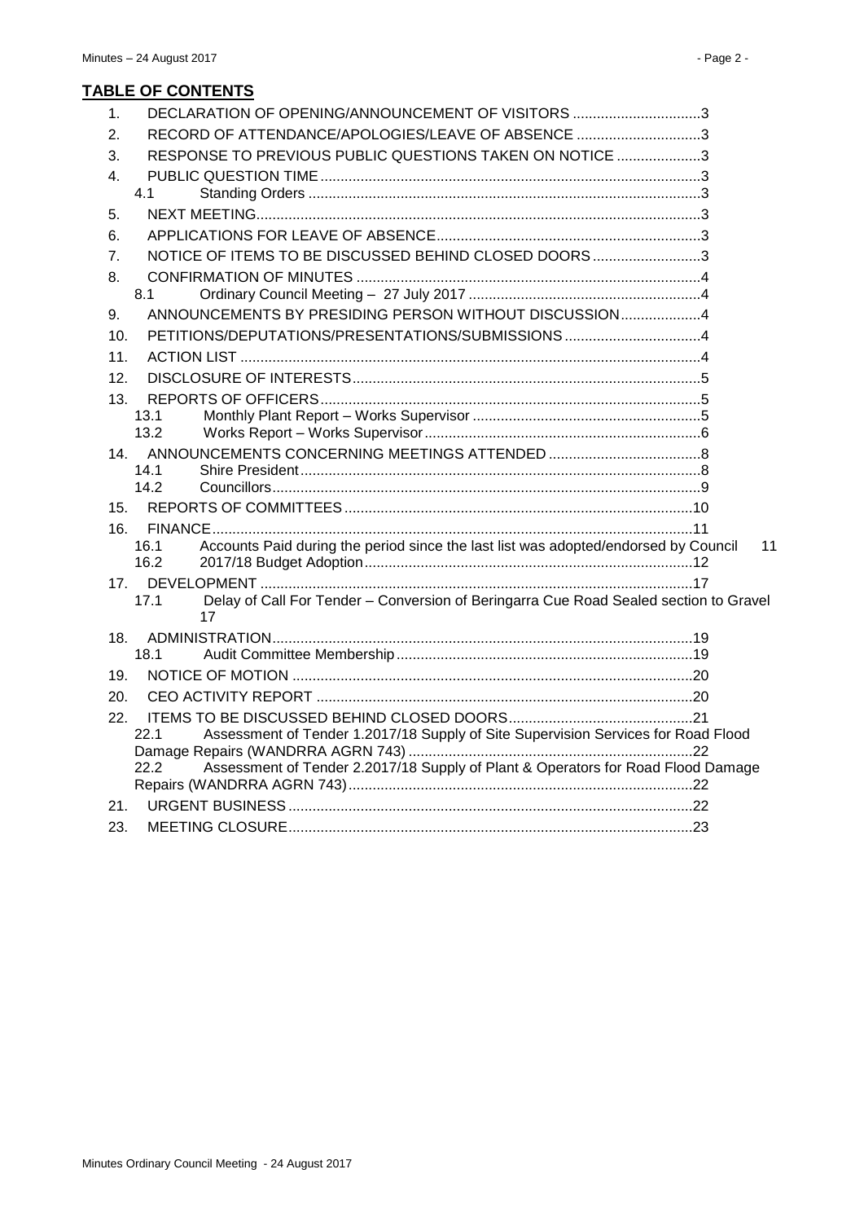## TABLE OF CONTENTS

1. DECLARATION OF OPENING/ANNOUNCEMENT OF VISITORS ................................3
2. RECORD OF ATTENDANCE/APOLOGIES/LEAVE OF ABSENCE ...............................3
3. RESPONSE TO PREVIOUS PUBLIC QUESTIONS TAKEN ON NOTICE .....................3
4. PUBLIC QUESTION TIME..............................................................................................3
   - 4.1 Standing Orders .................................................................................................3
5. NEXT MEETING..............................................................................................................3
6. APPLICATIONS FOR LEAVE OF ABSENCE.................................................................3
7. NOTICE OF ITEMS TO BE DISCUSSED BEHIND CLOSED DOORS...........................3
8. CONFIRMATION OF MINUTES .....................................................................................4
   - 8.1 Ordinary Council Meeting – 27 July 2017 .........................................................4
9. ANNOUNCEMENTS BY PRESIDING PERSON WITHOUT DISCUSSION....................4
10. PETITIONS/DEPUTATIONS/PRESENTATIONS/SUBMISSIONS ..................................4
11. ACTION LIST ..................................................................................................................4
12. DISCLOSURE OF INTERESTS......................................................................................5
13. REPORTS OF OFFICERS..............................................................................................5
    - 13.1 Monthly Plant Report – Works Supervisor .........................................................5
    - 13.2 Works Report – Works Supervisor....................................................................6
14. ANNOUNCEMENTS CONCERNING MEETINGS ATTENDED ......................................8
    - 14.1 Shire President...................................................................................................8
    - 14.2 Councillors..........................................................................................................9
15. REPORTS OF COMMITTEES......................................................................................10
16. FINANCE.......................................................................................................................11
    - 16.1 Accounts Paid during the period since the last list was adopted/endorsed by Council 11
    - 16.2 2017/18 Budget Adoption.................................................................................12
17. DEVELOPMENT ...........................................................................................................17
    - 17.1 Delay of Call For Tender – Conversion of Beringarra Cue Road Sealed section to Gravel 17
18. ADMINISTRATION........................................................................................................19
    - 18.1 Audit Committee Membership.........................................................................19
19. NOTICE OF MOTION ...................................................................................................20
20. CEO ACTIVITY REPORT .............................................................................................20
22. ITEMS TO BE DISCUSSED BEHIND CLOSED DOORS.............................................21
    - 22.1 Assessment of Tender 1.2017/18 Supply of Site Supervision Services for Road Flood Damage Repairs (WANDRRA AGRN 743) ......................................................................22
    - 22.2 Assessment of Tender 2.2017/18 Supply of Plant & Operators for Road Flood Damage Repairs (WANDRRA AGRN 743).....................................................................................22
21. URGENT BUSINESS ....................................................................................................22
23. MEETING CLOSURE....................................................................................................23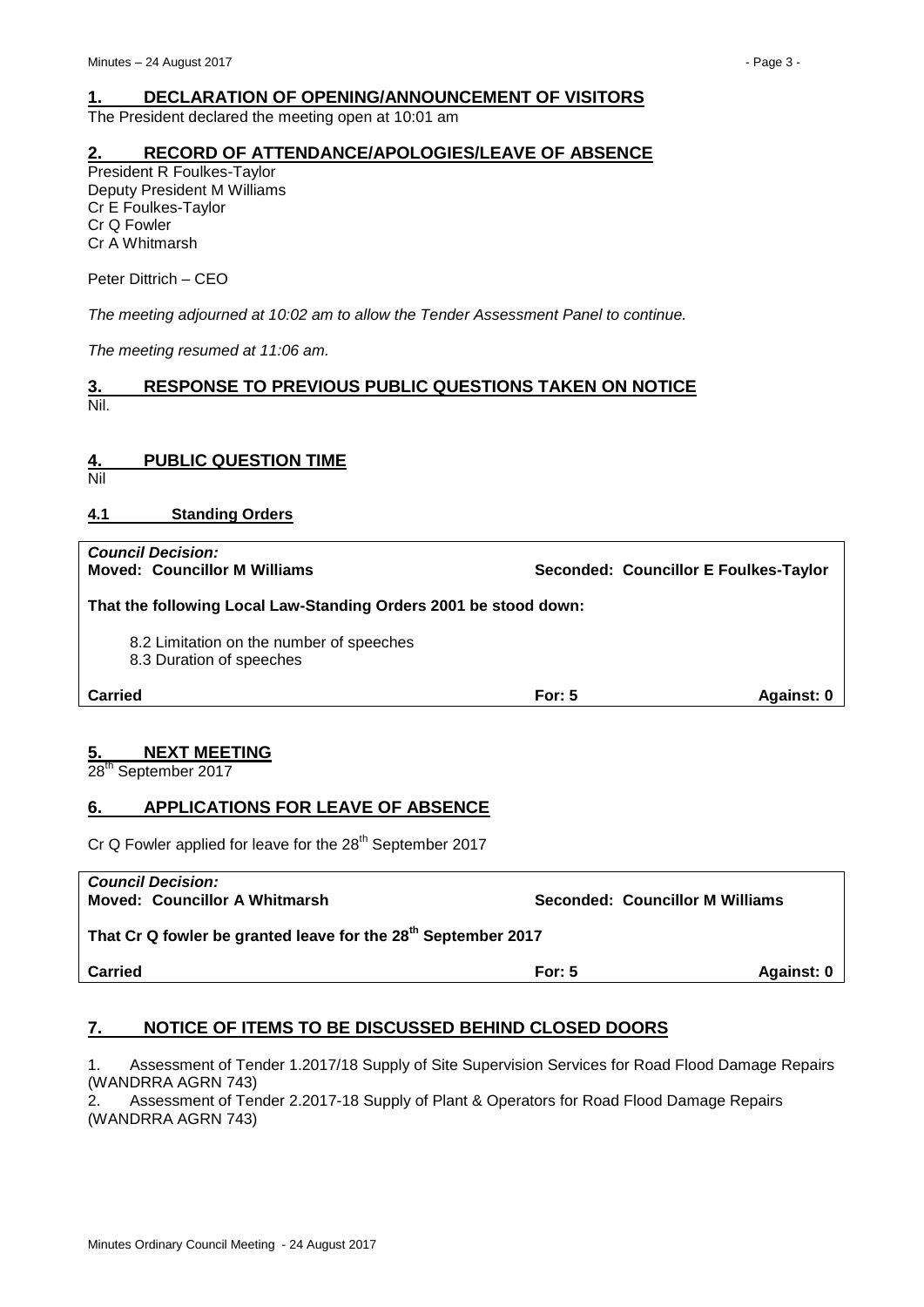## 1. DECLARATION OF OPENING/ANNOUNCEMENT OF VISITORS

The President declared the meeting open at 10:01 am

## 2. RECORD OF ATTENDANCE/APOLOGIES/LEAVE OF ABSENCE

President R Foulkes-Taylor
Deputy President M Williams
Cr E Foulkes-Taylor
Cr Q Fowler
Cr A Whitmarsh

Peter Dittrich – CEO

*The meeting adjourned at 10:02 am to allow the Tender Assessment Panel to continue.*

*The meeting resumed at 11:06 am.*

## 3. RESPONSE TO PREVIOUS PUBLIC QUESTIONS TAKEN ON NOTICE

Nil.

## 4. PUBLIC QUESTION TIME

Nil

### 4.1 Standing Orders

***Council Decision:***
**Moved: Councillor M Williams** **Seconded: Councillor E Foulkes-Taylor**

**That the following Local Law-Standing Orders 2001 be stood down:**

8.2 Limitation on the number of speeches
8.3 Duration of speeches

**Carried** **For: 5** **Against: 0**

## 5. NEXT MEETING

28th September 2017

## 6. APPLICATIONS FOR LEAVE OF ABSENCE

Cr Q Fowler applied for leave for the 28th September 2017

***Council Decision:***
**Moved: Councillor A Whitmarsh** **Seconded: Councillor M Williams**

**That Cr Q fowler be granted leave for the 28th September 2017**

**Carried** **For: 5** **Against: 0**

## 7. NOTICE OF ITEMS TO BE DISCUSSED BEHIND CLOSED DOORS

1. Assessment of Tender 1.2017/18 Supply of Site Supervision Services for Road Flood Damage Repairs (WANDRRA AGRN 743)
2. Assessment of Tender 2.2017-18 Supply of Plant & Operators for Road Flood Damage Repairs (WANDRRA AGRN 743)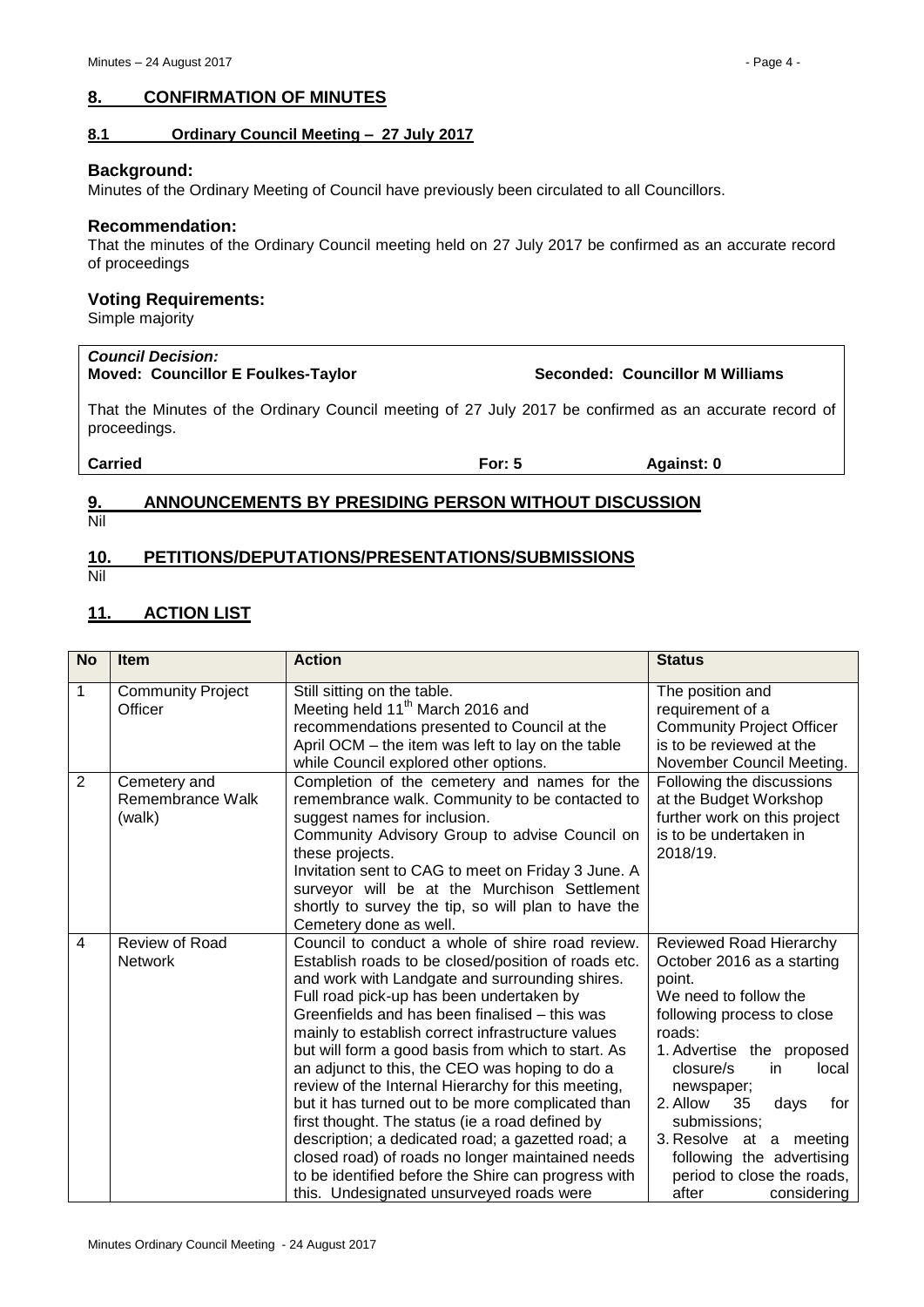## 8. CONFIRMATION OF MINUTES

### 8.1 Ordinary Council Meeting – 27 July 2017

**Background:**
Minutes of the Ordinary Meeting of Council have previously been circulated to all Councillors.

**Recommendation:**
That the minutes of the Ordinary Council meeting held on 27 July 2017 be confirmed as an accurate record of proceedings

**Voting Requirements:**
Simple majority

| *Council Decision:* | | |
|---|---|---|
| **Moved: Councillor E Foulkes-Taylor** | **Seconded: Councillor M Williams** | |
| That the Minutes of the Ordinary Council meeting of 27 July 2017 be confirmed as an accurate record of proceedings. | | |
| **Carried** | **For: 5** | **Against: 0** |

## 9. ANNOUNCEMENTS BY PRESIDING PERSON WITHOUT DISCUSSION

Nil

## 10. PETITIONS/DEPUTATIONS/PRESENTATIONS/SUBMISSIONS

Nil

## 11. ACTION LIST

| No | Item | Action | Status |
|---|---|---|---|
| 1 | Community Project Officer | Still sitting on the table.<br>Meeting held 11th March 2016 and recommendations presented to Council at the April OCM – the item was left to lay on the table while Council explored other options. | The position and requirement of a Community Project Officer is to be reviewed at the November Council Meeting. |
| 2 | Cemetery and Remembrance Walk (walk) | Completion of the cemetery and names for the remembrance walk. Community to be contacted to suggest names for inclusion.<br>Community Advisory Group to advise Council on these projects.<br>Invitation sent to CAG to meet on Friday 3 June. A surveyor will be at the Murchison Settlement shortly to survey the tip, so will plan to have the Cemetery done as well. | Following the discussions at the Budget Workshop further work on this project is to be undertaken in 2018/19. |
| 4 | Review of Road Network | Council to conduct a whole of shire road review. Establish roads to be closed/position of roads etc. and work with Landgate and surrounding shires.<br>Full road pick-up has been undertaken by Greenfields and has been finalised – this was mainly to establish correct infrastructure values but will form a good basis from which to start. As an adjunct to this, the CEO was hoping to do a review of the Internal Hierarchy for this meeting, but it has turned out to be more complicated than first thought. The status (ie a road defined by description; a dedicated road; a gazetted road; a closed road) of roads no longer maintained needs to be identified before the Shire can progress with this. Undesignated unsurveyed roads were | Reviewed Road Hierarchy October 2016 as a starting point.<br>We need to follow the following process to close roads:<br>1. Advertise the proposed closure/s in local newspaper;<br>2. Allow 35 days for submissions;<br>3. Resolve at a meeting following the advertising period to close the roads, after considering |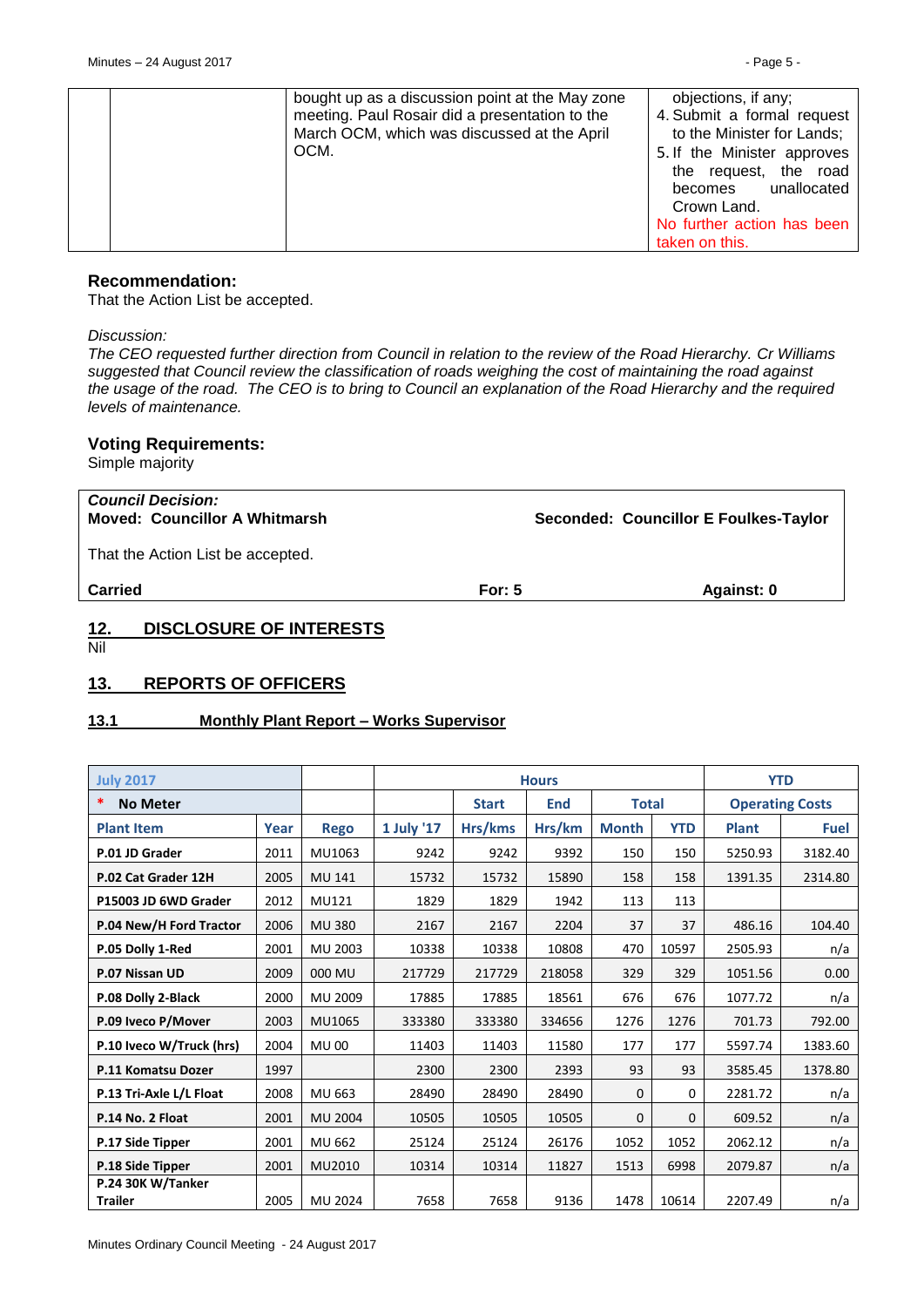| | | bought up as a discussion point at the May zone meeting. Paul Rosair did a presentation to the March OCM, which was discussed at the April OCM. | objections, if any;<br>4. Submit a formal request to the Minister for Lands;<br>5. If the Minister approves the request, the road becomes unallocated Crown Land.<br>No further action has been taken on this. |
|---|---|---|---|

### Recommendation:

That the Action List be accepted.

*Discussion:*

*The CEO requested further direction from Council in relation to the review of the Road Hierarchy. Cr Williams suggested that Council review the classification of roads weighing the cost of maintaining the road against the usage of the road. The CEO is to bring to Council an explanation of the Road Hierarchy and the required levels of maintenance.*

### Voting Requirements:

Simple majority

| ***Council Decision:*** | | |
|---|---|---|
| **Moved: Councillor A Whitmarsh** | | **Seconded: Councillor E Foulkes-Taylor** |
| That the Action List be accepted. | | |
| **Carried** | **For: 5** | **Against: 0** |

## 12. DISCLOSURE OF INTERESTS

Nil

## 13. REPORTS OF OFFICERS

### 13.1 Monthly Plant Report – Works Supervisor

| July 2017 | | | Hours | | | | | YTD | |
|---|---|---|---|---|---|---|---|---|---|
| * No Meter | | | | Start | End | Total | | Operating Costs | |
| Plant Item | Year | Rego | 1 July '17 | Hrs/kms | Hrs/km | Month | YTD | Plant | Fuel |
| P.01 JD Grader | 2011 | MU1063 | 9242 | 9242 | 9392 | 150 | 150 | 5250.93 | 3182.40 |
| P.02 Cat Grader 12H | 2005 | MU 141 | 15732 | 15732 | 15890 | 158 | 158 | 1391.35 | 2314.80 |
| P15003 JD 6WD Grader | 2012 | MU121 | 1829 | 1829 | 1942 | 113 | 113 | | |
| P.04 New/H Ford Tractor | 2006 | MU 380 | 2167 | 2167 | 2204 | 37 | 37 | 486.16 | 104.40 |
| P.05 Dolly 1-Red | 2001 | MU 2003 | 10338 | 10338 | 10808 | 470 | 10597 | 2505.93 | n/a |
| P.07 Nissan UD | 2009 | 000 MU | 217729 | 217729 | 218058 | 329 | 329 | 1051.56 | 0.00 |
| P.08 Dolly 2-Black | 2000 | MU 2009 | 17885 | 17885 | 18561 | 676 | 676 | 1077.72 | n/a |
| P.09 Iveco P/Mover | 2003 | MU1065 | 333380 | 333380 | 334656 | 1276 | 1276 | 701.73 | 792.00 |
| P.10 Iveco W/Truck (hrs) | 2004 | MU 00 | 11403 | 11403 | 11580 | 177 | 177 | 5597.74 | 1383.60 |
| P.11 Komatsu Dozer | 1997 | | 2300 | 2300 | 2393 | 93 | 93 | 3585.45 | 1378.80 |
| P.13 Tri-Axle L/L Float | 2008 | MU 663 | 28490 | 28490 | 28490 | 0 | 0 | 2281.72 | n/a |
| P.14 No. 2 Float | 2001 | MU 2004 | 10505 | 10505 | 10505 | 0 | 0 | 609.52 | n/a |
| P.17 Side Tipper | 2001 | MU 662 | 25124 | 25124 | 26176 | 1052 | 1052 | 2062.12 | n/a |
| P.18 Side Tipper | 2001 | MU2010 | 10314 | 10314 | 11827 | 1513 | 6998 | 2079.87 | n/a |
| P.24 30K W/Tanker Trailer | 2005 | MU 2024 | 7658 | 7658 | 9136 | 1478 | 10614 | 2207.49 | n/a |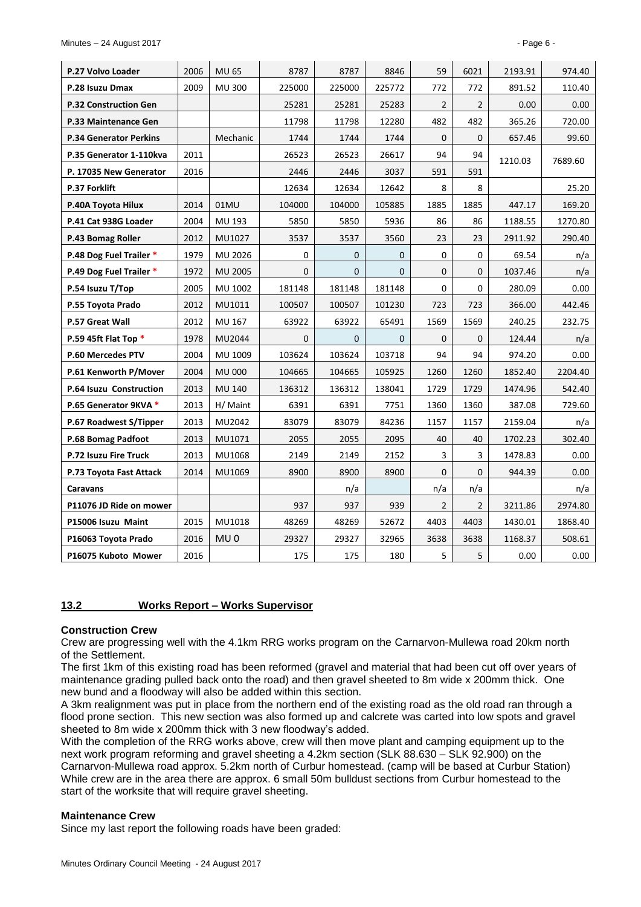| P.27 Volvo Loader | 2006 | MU 65 | 8787 | 8787 | 8846 | 59 | 6021 | 2193.91 | 974.40 |
|---|---|---|---|---|---|---|---|---|---|
| P.28 Isuzu Dmax | 2009 | MU 300 | 225000 | 225000 | 225772 | 772 | 772 | 891.52 | 110.40 |
| P.32 Construction Gen | | | 25281 | 25281 | 25283 | 2 | 2 | 0.00 | 0.00 |
| P.33 Maintenance Gen | | | 11798 | 11798 | 12280 | 482 | 482 | 365.26 | 720.00 |
| P.34 Generator Perkins | | Mechanic | 1744 | 1744 | 1744 | 0 | 0 | 657.46 | 99.60 |
| P.35 Generator 1-110kva | 2011 | | 26523 | 26523 | 26617 | 94 | 94 | 1210.03 | 7689.60 |
| P. 17035 New Generator | 2016 | | 2446 | 2446 | 3037 | 591 | 591 | | |
| P.37 Forklift | | | 12634 | 12634 | 12642 | 8 | 8 | | 25.20 |
| P.40A Toyota Hilux | 2014 | 01MU | 104000 | 104000 | 105885 | 1885 | 1885 | 447.17 | 169.20 |
| P.41 Cat 938G Loader | 2004 | MU 193 | 5850 | 5850 | 5936 | 86 | 86 | 1188.55 | 1270.80 |
| P.43 Bomag Roller | 2012 | MU1027 | 3537 | 3537 | 3560 | 23 | 23 | 2911.92 | 290.40 |
| P.48 Dog Fuel Trailer * | 1979 | MU 2026 | 0 | 0 | 0 | 0 | 0 | 69.54 | n/a |
| P.49 Dog Fuel Trailer * | 1972 | MU 2005 | 0 | 0 | 0 | 0 | 0 | 1037.46 | n/a |
| P.54 Isuzu T/Top | 2005 | MU 1002 | 181148 | 181148 | 181148 | 0 | 0 | 280.09 | 0.00 |
| P.55 Toyota Prado | 2012 | MU1011 | 100507 | 100507 | 101230 | 723 | 723 | 366.00 | 442.46 |
| P.57 Great Wall | 2012 | MU 167 | 63922 | 63922 | 65491 | 1569 | 1569 | 240.25 | 232.75 |
| P.59 45ft Flat Top * | 1978 | MU2044 | 0 | 0 | 0 | 0 | 0 | 124.44 | n/a |
| P.60 Mercedes PTV | 2004 | MU 1009 | 103624 | 103624 | 103718 | 94 | 94 | 974.20 | 0.00 |
| P.61 Kenworth P/Mover | 2004 | MU 000 | 104665 | 104665 | 105925 | 1260 | 1260 | 1852.40 | 2204.40 |
| P.64 Isuzu Construction | 2013 | MU 140 | 136312 | 136312 | 138041 | 1729 | 1729 | 1474.96 | 542.40 |
| P.65 Generator 9KVA * | 2013 | H/ Maint | 6391 | 6391 | 7751 | 1360 | 1360 | 387.08 | 729.60 |
| P.67 Roadwest S/Tipper | 2013 | MU2042 | 83079 | 83079 | 84236 | 1157 | 1157 | 2159.04 | n/a |
| P.68 Bomag Padfoot | 2013 | MU1071 | 2055 | 2055 | 2095 | 40 | 40 | 1702.23 | 302.40 |
| P.72 Isuzu Fire Truck | 2013 | MU1068 | 2149 | 2149 | 2152 | 3 | 3 | 1478.83 | 0.00 |
| P.73 Toyota Fast Attack | 2014 | MU1069 | 8900 | 8900 | 8900 | 0 | 0 | 944.39 | 0.00 |
| Caravans | | | | n/a | | n/a | n/a | | n/a |
| P11076 JD Ride on mower | | | 937 | 937 | 939 | 2 | 2 | 3211.86 | 2974.80 |
| P15006 Isuzu Maint | 2015 | MU1018 | 48269 | 48269 | 52672 | 4403 | 4403 | 1430.01 | 1868.40 |
| P16063 Toyota Prado | 2016 | MU 0 | 29327 | 29327 | 32965 | 3638 | 3638 | 1168.37 | 508.61 |
| P16075 Kuboto Mower | 2016 | | 175 | 175 | 180 | 5 | 5 | 0.00 | 0.00 |

## 13.2 Works Report – Works Supervisor

**Construction Crew**

Crew are progressing well with the 4.1km RRG works program on the Carnarvon-Mullewa road 20km north of the Settlement.

The first 1km of this existing road has been reformed (gravel and material that had been cut off over years of maintenance grading pulled back onto the road) and then gravel sheeted to 8m wide x 200mm thick. One new bund and a floodway will also be added within this section.

A 3km realignment was put in place from the northern end of the existing road as the old road ran through a flood prone section. This new section was also formed up and calcrete was carted into low spots and gravel sheeted to 8m wide x 200mm thick with 3 new floodway's added.

With the completion of the RRG works above, crew will then move plant and camping equipment up to the next work program reforming and gravel sheeting a 4.2km section (SLK 88.630 – SLK 92.900) on the Carnarvon-Mullewa road approx. 5.2km north of Curbur homestead. (camp will be based at Curbur Station) While crew are in the area there are approx. 6 small 50m bulldust sections from Curbur homestead to the start of the worksite that will require gravel sheeting.

**Maintenance Crew**

Since my last report the following roads have been graded: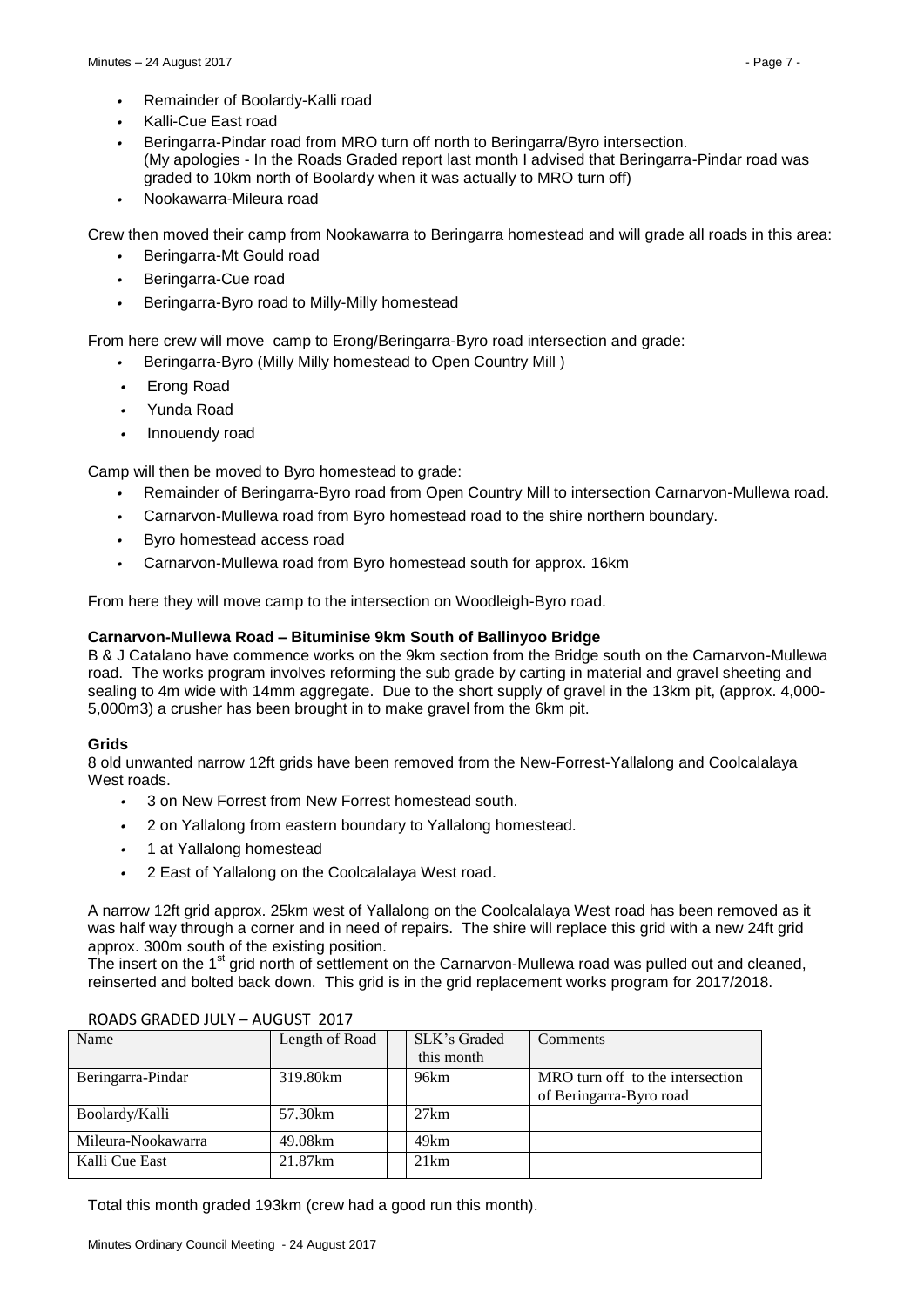- Remainder of Boolardy-Kalli road
- Kalli-Cue East road
- Beringarra-Pindar road from MRO turn off north to Beringarra/Byro intersection. (My apologies - In the Roads Graded report last month I advised that Beringarra-Pindar road was graded to 10km north of Boolardy when it was actually to MRO turn off)
- Nookawarra-Mileura road

Crew then moved their camp from Nookawarra to Beringarra homestead and will grade all roads in this area:

- Beringarra-Mt Gould road
- Beringarra-Cue road
- Beringarra-Byro road to Milly-Milly homestead

From here crew will move camp to Erong/Beringarra-Byro road intersection and grade:

- Beringarra-Byro (Milly Milly homestead to Open Country Mill )
- Erong Road
- Yunda Road
- Innouendy road

Camp will then be moved to Byro homestead to grade:

- Remainder of Beringarra-Byro road from Open Country Mill to intersection Carnarvon-Mullewa road.
- Carnarvon-Mullewa road from Byro homestead road to the shire northern boundary.
- Byro homestead access road
- Carnarvon-Mullewa road from Byro homestead south for approx. 16km

From here they will move camp to the intersection on Woodleigh-Byro road.

**Carnarvon-Mullewa Road – Bituminise 9km South of Ballinyoo Bridge**

B & J Catalano have commence works on the 9km section from the Bridge south on the Carnarvon-Mullewa road. The works program involves reforming the sub grade by carting in material and gravel sheeting and sealing to 4m wide with 14mm aggregate. Due to the short supply of gravel in the 13km pit, (approx. 4,000-5,000m3) a crusher has been brought in to make gravel from the 6km pit.

**Grids**

8 old unwanted narrow 12ft grids have been removed from the New-Forrest-Yallalong and Coolcalalaya West roads.

- 3 on New Forrest from New Forrest homestead south.
- 2 on Yallalong from eastern boundary to Yallalong homestead.
- 1 at Yallalong homestead
- 2 East of Yallalong on the Coolcalalaya West road.

A narrow 12ft grid approx. 25km west of Yallalong on the Coolcalalaya West road has been removed as it was half way through a corner and in need of repairs. The shire will replace this grid with a new 24ft grid approx. 300m south of the existing position.

The insert on the 1st grid north of settlement on the Carnarvon-Mullewa road was pulled out and cleaned, reinserted and bolted back down. This grid is in the grid replacement works program for 2017/2018.

ROADS GRADED JULY – AUGUST 2017

| Name | Length of Road | SLK's Graded this month | Comments |
|---|---|---|---|
| Beringarra-Pindar | 319.80km | 96km | MRO turn off to the intersection of Beringarra-Byro road |
| Boolardy/Kalli | 57.30km | 27km | |
| Mileura-Nookawarra | 49.08km | 49km | |
| Kalli Cue East | 21.87km | 21km | |

Total this month graded 193km (crew had a good run this month).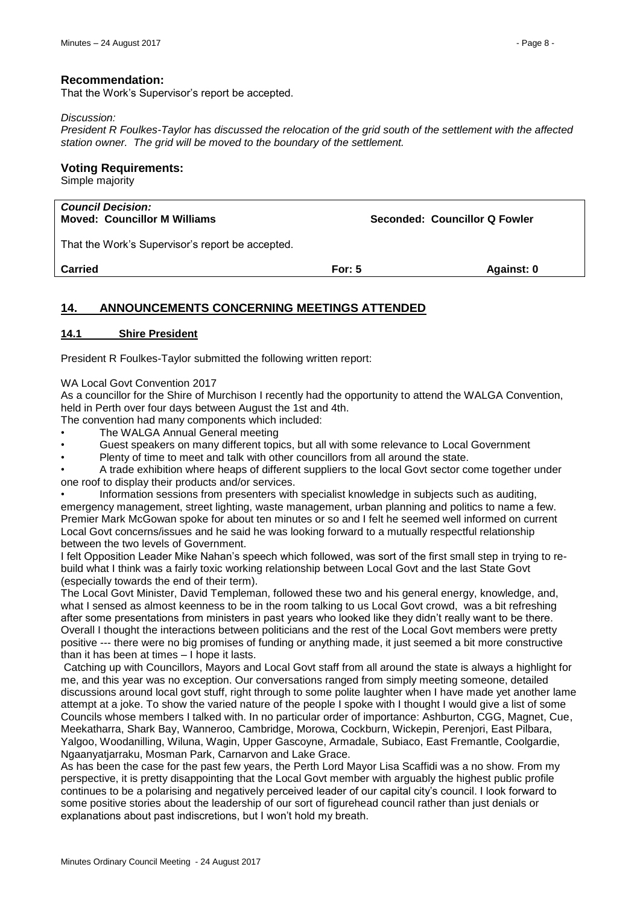**Recommendation:**

That the Work's Supervisor's report be accepted.

*Discussion:*

*President R Foulkes-Taylor has discussed the relocation of the grid south of the settlement with the affected station owner. The grid will be moved to the boundary of the settlement.*

**Voting Requirements:**

Simple majority

| ***Council Decision:*** **Moved: Councillor M Williams** | | **Seconded: Councillor Q Fowler** |
|---|---|---|
| That the Work's Supervisor's report be accepted. | | |
| **Carried** | **For: 5** | **Against: 0** |

## 14. ANNOUNCEMENTS CONCERNING MEETINGS ATTENDED

### 14.1 Shire President

President R Foulkes-Taylor submitted the following written report:

WA Local Govt Convention 2017

As a councillor for the Shire of Murchison I recently had the opportunity to attend the WALGA Convention, held in Perth over four days between August the 1st and 4th.

The convention had many components which included:

- The WALGA Annual General meeting
- Guest speakers on many different topics, but all with some relevance to Local Government
- Plenty of time to meet and talk with other councillors from all around the state.
- A trade exhibition where heaps of different suppliers to the local Govt sector come together under one roof to display their products and/or services.
- Information sessions from presenters with specialist knowledge in subjects such as auditing, emergency management, street lighting, waste management, urban planning and politics to name a few.

Premier Mark McGowan spoke for about ten minutes or so and I felt he seemed well informed on current Local Govt concerns/issues and he said he was looking forward to a mutually respectful relationship between the two levels of Government.

I felt Opposition Leader Mike Nahan's speech which followed, was sort of the first small step in trying to re-build what I think was a fairly toxic working relationship between Local Govt and the last State Govt (especially towards the end of their term).

The Local Govt Minister, David Templeman, followed these two and his general energy, knowledge, and, what I sensed as almost keenness to be in the room talking to us Local Govt crowd, was a bit refreshing after some presentations from ministers in past years who looked like they didn't really want to be there. Overall I thought the interactions between politicians and the rest of the Local Govt members were pretty positive --- there were no big promises of funding or anything made, it just seemed a bit more constructive than it has been at times – I hope it lasts.

Catching up with Councillors, Mayors and Local Govt staff from all around the state is always a highlight for me, and this year was no exception. Our conversations ranged from simply meeting someone, detailed discussions around local govt stuff, right through to some polite laughter when I have made yet another lame attempt at a joke. To show the varied nature of the people I spoke with I thought I would give a list of some Councils whose members I talked with. In no particular order of importance: Ashburton, CGG, Magnet, Cue, Meekatharra, Shark Bay, Wanneroo, Cambridge, Morowa, Cockburn, Wickepin, Perenjori, East Pilbara, Yalgoo, Woodanilling, Wiluna, Wagin, Upper Gascoyne, Armadale, Subiaco, East Fremantle, Coolgardie, Ngaanyatjarraku, Mosman Park, Carnarvon and Lake Grace.

As has been the case for the past few years, the Perth Lord Mayor Lisa Scaffidi was a no show. From my perspective, it is pretty disappointing that the Local Govt member with arguably the highest public profile continues to be a polarising and negatively perceived leader of our capital city's council. I look forward to some positive stories about the leadership of our sort of figurehead council rather than just denials or explanations about past indiscretions, but I won't hold my breath.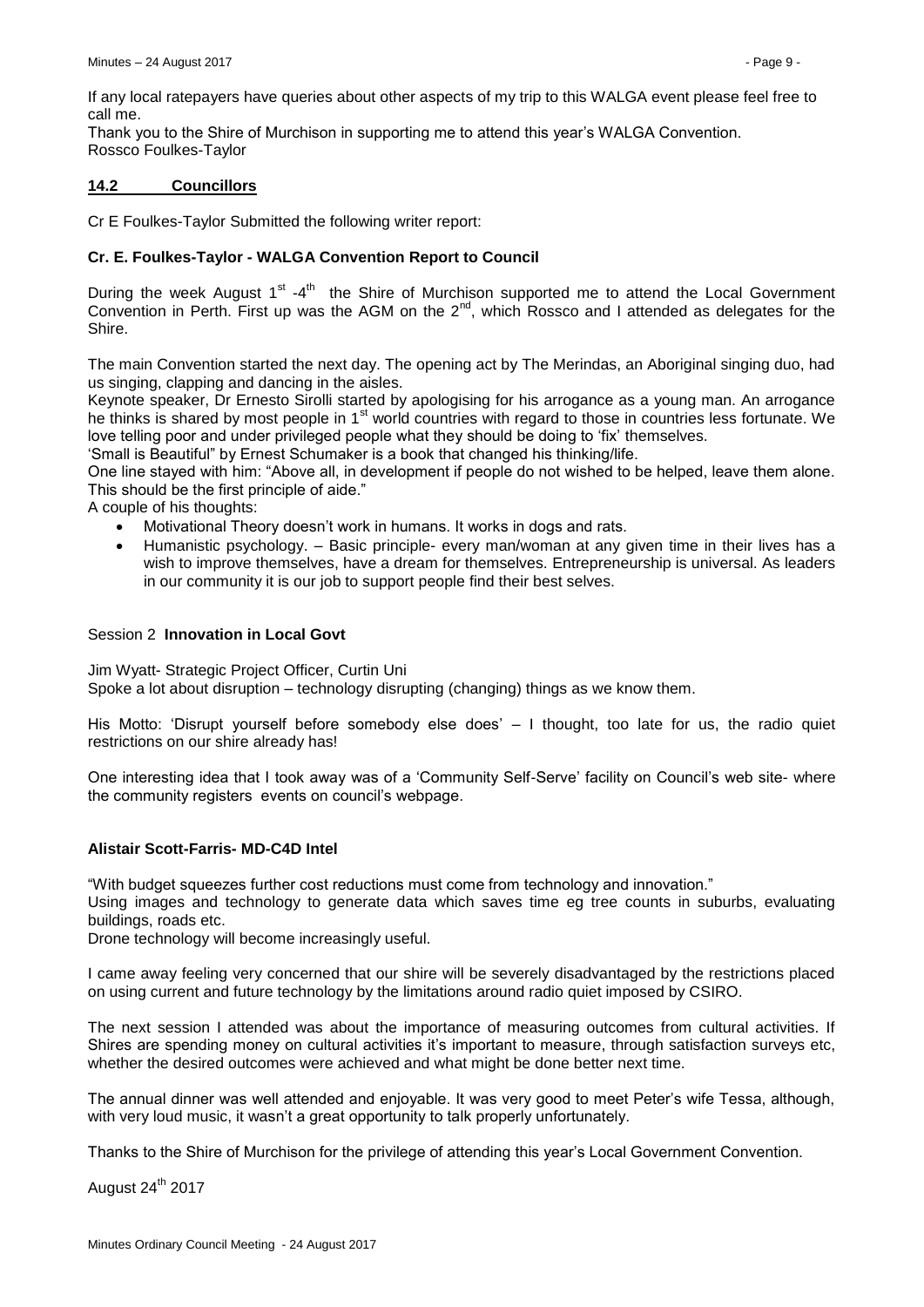If any local ratepayers have queries about other aspects of my trip to this WALGA event please feel free to call me.

Thank you to the Shire of Murchison in supporting me to attend this year's WALGA Convention.

Rossco Foulkes-Taylor

## 14.2 Councillors

Cr E Foulkes-Taylor Submitted the following writer report:

### Cr. E. Foulkes-Taylor - WALGA Convention Report to Council

During the week August 1st -4th the Shire of Murchison supported me to attend the Local Government Convention in Perth. First up was the AGM on the 2nd, which Rossco and I attended as delegates for the Shire.

The main Convention started the next day. The opening act by The Merindas, an Aboriginal singing duo, had us singing, clapping and dancing in the aisles.

Keynote speaker, Dr Ernesto Sirolli started by apologising for his arrogance as a young man. An arrogance he thinks is shared by most people in 1st world countries with regard to those in countries less fortunate. We love telling poor and under privileged people what they should be doing to 'fix' themselves.

'Small is Beautiful" by Ernest Schumaker is a book that changed his thinking/life.

One line stayed with him: "Above all, in development if people do not wished to be helped, leave them alone. This should be the first principle of aide."

A couple of his thoughts:

- Motivational Theory doesn't work in humans. It works in dogs and rats.
- Humanistic psychology. – Basic principle- every man/woman at any given time in their lives has a wish to improve themselves, have a dream for themselves. Entrepreneurship is universal. As leaders in our community it is our job to support people find their best selves.

Session 2 **Innovation in Local Govt**

Jim Wyatt- Strategic Project Officer, Curtin Uni

Spoke a lot about disruption – technology disrupting (changing) things as we know them.

His Motto: 'Disrupt yourself before somebody else does' – I thought, too late for us, the radio quiet restrictions on our shire already has!

One interesting idea that I took away was of a 'Community Self-Serve' facility on Council's web site- where the community registers events on council's webpage.

**Alistair Scott-Farris- MD-C4D Intel**

"With budget squeezes further cost reductions must come from technology and innovation."

Using images and technology to generate data which saves time eg tree counts in suburbs, evaluating buildings, roads etc.

Drone technology will become increasingly useful.

I came away feeling very concerned that our shire will be severely disadvantaged by the restrictions placed on using current and future technology by the limitations around radio quiet imposed by CSIRO.

The next session I attended was about the importance of measuring outcomes from cultural activities. If Shires are spending money on cultural activities it's important to measure, through satisfaction surveys etc, whether the desired outcomes were achieved and what might be done better next time.

The annual dinner was well attended and enjoyable. It was very good to meet Peter's wife Tessa, although, with very loud music, it wasn't a great opportunity to talk properly unfortunately.

Thanks to the Shire of Murchison for the privilege of attending this year's Local Government Convention.

August 24th 2017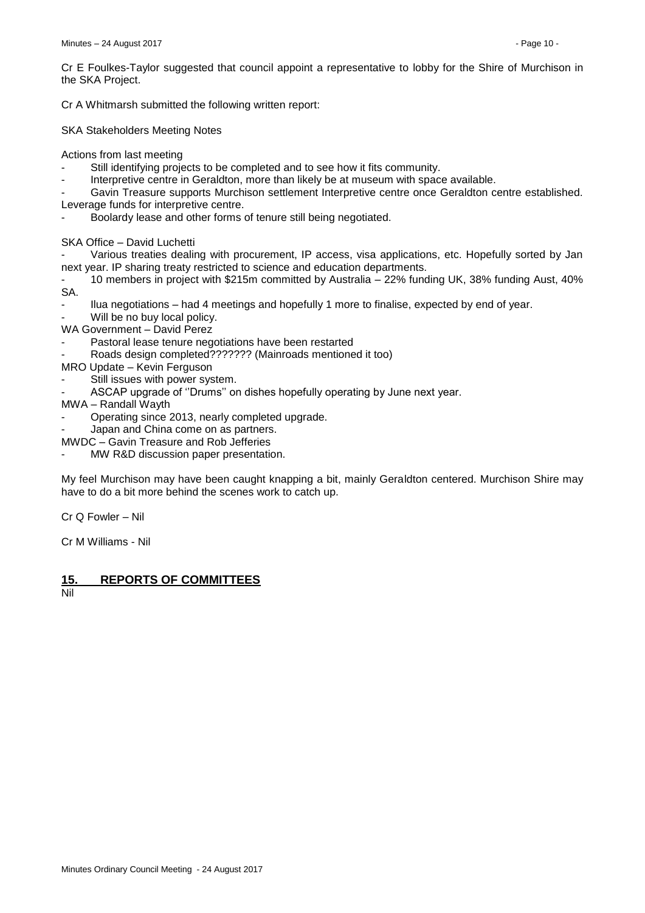Cr E Foulkes-Taylor suggested that council appoint a representative to lobby for the Shire of Murchison in the SKA Project.

Cr A Whitmarsh submitted the following written report:

SKA Stakeholders Meeting Notes

Actions from last meeting

- Still identifying projects to be completed and to see how it fits community.
- Interpretive centre in Geraldton, more than likely be at museum with space available.
- Gavin Treasure supports Murchison settlement Interpretive centre once Geraldton centre established. Leverage funds for interpretive centre.
- Boolardy lease and other forms of tenure still being negotiated.

SKA Office – David Luchetti

- Various treaties dealing with procurement, IP access, visa applications, etc. Hopefully sorted by Jan next year. IP sharing treaty restricted to science and education departments.
- 10 members in project with $215m committed by Australia – 22% funding UK, 38% funding Aust, 40% SA.
- Ilua negotiations – had 4 meetings and hopefully 1 more to finalise, expected by end of year.
- Will be no buy local policy.

WA Government – David Perez

- Pastoral lease tenure negotiations have been restarted
- Roads design completed??????? (Mainroads mentioned it too)

MRO Update – Kevin Ferguson

- Still issues with power system.
- ASCAP upgrade of ''Drums'' on dishes hopefully operating by June next year.

MWA – Randall Wayth

- Operating since 2013, nearly completed upgrade.
- Japan and China come on as partners.

MWDC – Gavin Treasure and Rob Jefferies

- MW R&D discussion paper presentation.

My feel Murchison may have been caught knapping a bit, mainly Geraldton centered. Murchison Shire may have to do a bit more behind the scenes work to catch up.

Cr Q Fowler – Nil

Cr M Williams - Nil

## 15. REPORTS OF COMMITTEES

Nil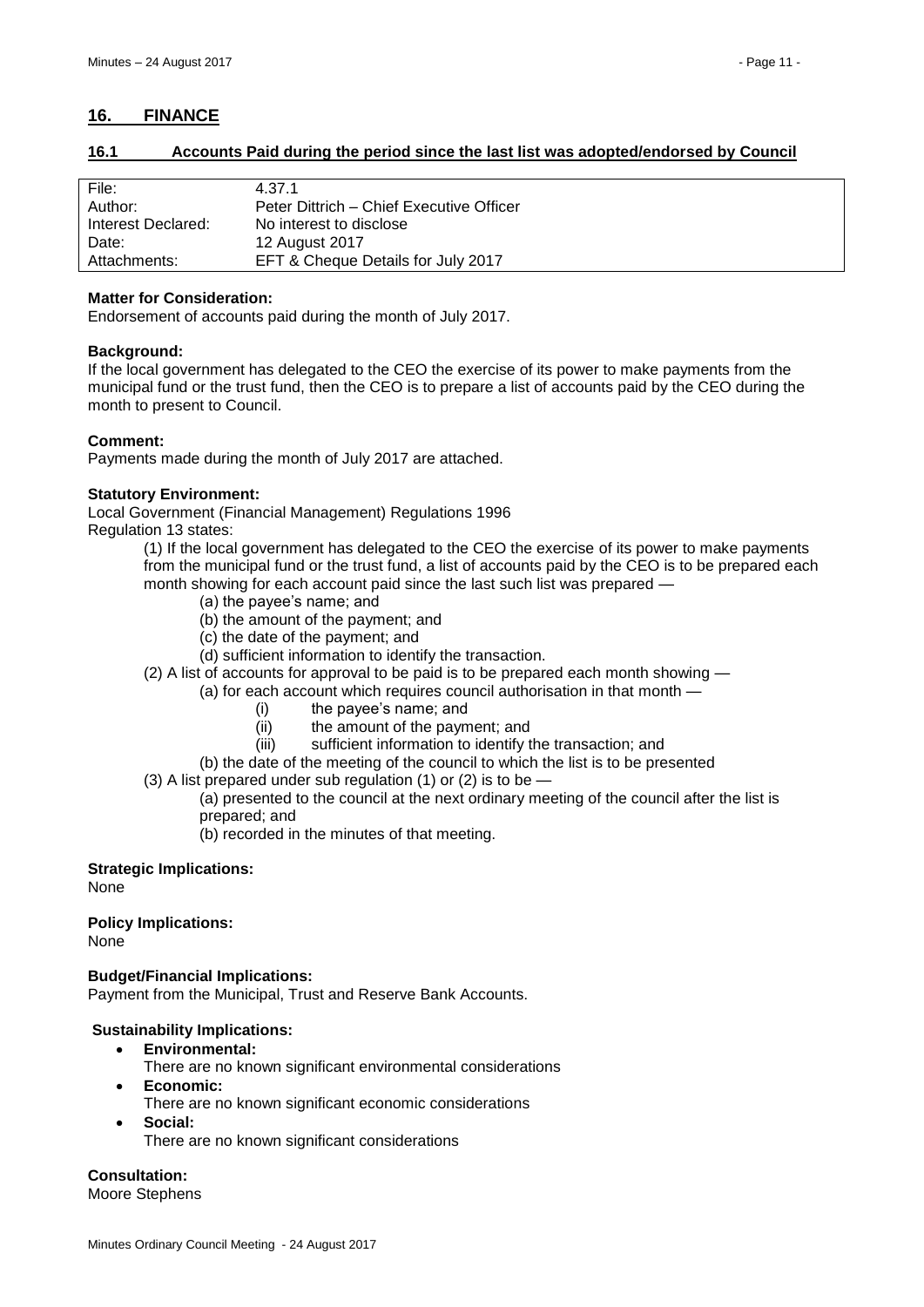## 16. FINANCE

### 16.1 Accounts Paid during the period since the last list was adopted/endorsed by Council

| | |
|---|---|
| File: | 4.37.1 |
| Author: | Peter Dittrich – Chief Executive Officer |
| Interest Declared: | No interest to disclose |
| Date: | 12 August 2017 |
| Attachments: | EFT & Cheque Details for July 2017 |

**Matter for Consideration:**
Endorsement of accounts paid during the month of July 2017.

**Background:**
If the local government has delegated to the CEO the exercise of its power to make payments from the municipal fund or the trust fund, then the CEO is to prepare a list of accounts paid by the CEO during the month to present to Council.

**Comment:**
Payments made during the month of July 2017 are attached.

**Statutory Environment:**
Local Government (Financial Management) Regulations 1996
Regulation 13 states:

(1) If the local government has delegated to the CEO the exercise of its power to make payments from the municipal fund or the trust fund, a list of accounts paid by the CEO is to be prepared each month showing for each account paid since the last such list was prepared —

- (a) the payee's name; and
- (b) the amount of the payment; and
- (c) the date of the payment; and
- (d) sufficient information to identify the transaction.

(2) A list of accounts for approval to be paid is to be prepared each month showing —

- (a) for each account which requires council authorisation in that month —
  - (i) the payee's name; and
  - (ii) the amount of the payment; and
  - (iii) sufficient information to identify the transaction; and
- (b) the date of the meeting of the council to which the list is to be presented

(3) A list prepared under sub regulation (1) or (2) is to be —

- (a) presented to the council at the next ordinary meeting of the council after the list is prepared; and
- (b) recorded in the minutes of that meeting.

**Strategic Implications:**
None

**Policy Implications:**
None

**Budget/Financial Implications:**
Payment from the Municipal, Trust and Reserve Bank Accounts.

**Sustainability Implications:**

- **Environmental:**
  There are no known significant environmental considerations
- **Economic:**
  There are no known significant economic considerations
- **Social:**
  There are no known significant considerations

**Consultation:**
Moore Stephens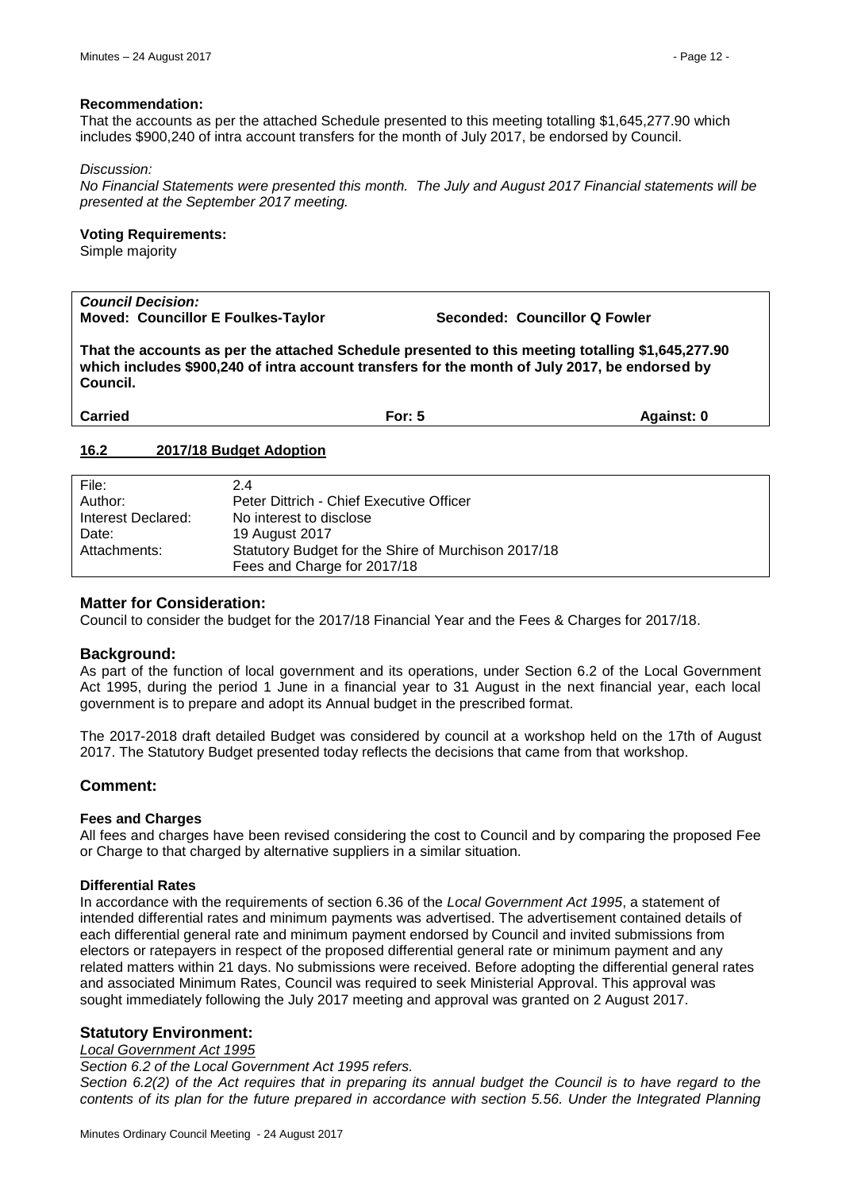**Recommendation:**

That the accounts as per the attached Schedule presented to this meeting totalling $1,645,277.90 which includes $900,240 of intra account transfers for the month of July 2017, be endorsed by Council.

*Discussion:*

*No Financial Statements were presented this month. The July and August 2017 Financial statements will be presented at the September 2017 meeting.*

**Voting Requirements:**

Simple majority

| ***Council Decision:*** | | |
|---|---|---|
| **Moved: Councillor E Foulkes-Taylor** | **Seconded: Councillor Q Fowler** | |
| **That the accounts as per the attached Schedule presented to this meeting totalling $1,645,277.90 which includes $900,240 of intra account transfers for the month of July 2017, be endorsed by Council.** | | |
| **Carried** | **For: 5** | **Against: 0** |

## 16.2 2017/18 Budget Adoption

| | |
|---|---|
| File: | 2.4 |
| Author: | Peter Dittrich - Chief Executive Officer |
| Interest Declared: | No interest to disclose |
| Date: | 19 August 2017 |
| Attachments: | Statutory Budget for the Shire of Murchison 2017/18<br>Fees and Charge for 2017/18 |

### Matter for Consideration:

Council to consider the budget for the 2017/18 Financial Year and the Fees & Charges for 2017/18.

### Background:

As part of the function of local government and its operations, under Section 6.2 of the Local Government Act 1995, during the period 1 June in a financial year to 31 August in the next financial year, each local government is to prepare and adopt its Annual budget in the prescribed format.

The 2017-2018 draft detailed Budget was considered by council at a workshop held on the 17th of August 2017. The Statutory Budget presented today reflects the decisions that came from that workshop.

### Comment:

**Fees and Charges**

All fees and charges have been revised considering the cost to Council and by comparing the proposed Fee or Charge to that charged by alternative suppliers in a similar situation.

**Differential Rates**

In accordance with the requirements of section 6.36 of the *Local Government Act 1995*, a statement of intended differential rates and minimum payments was advertised. The advertisement contained details of each differential general rate and minimum payment endorsed by Council and invited submissions from electors or ratepayers in respect of the proposed differential general rate or minimum payment and any related matters within 21 days. No submissions were received. Before adopting the differential general rates and associated Minimum Rates, Council was required to seek Ministerial Approval. This approval was sought immediately following the July 2017 meeting and approval was granted on 2 August 2017.

### Statutory Environment:

*Local Government Act 1995*

*Section 6.2 of the Local Government Act 1995 refers.*

*Section 6.2(2) of the Act requires that in preparing its annual budget the Council is to have regard to the contents of its plan for the future prepared in accordance with section 5.56. Under the Integrated Planning*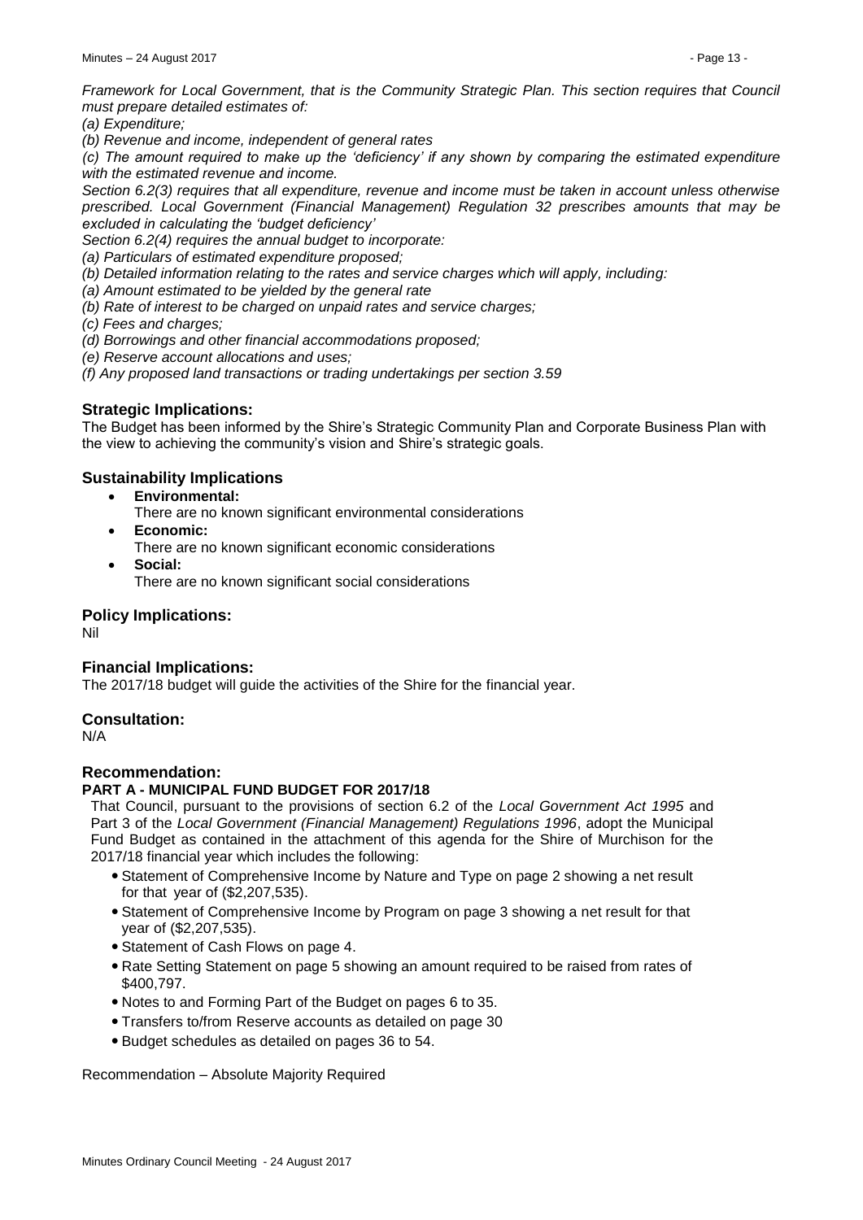*Framework for Local Government, that is the Community Strategic Plan. This section requires that Council must prepare detailed estimates of:*

*(a) Expenditure;*

*(b) Revenue and income, independent of general rates*

*(c) The amount required to make up the 'deficiency' if any shown by comparing the estimated expenditure with the estimated revenue and income.*

*Section 6.2(3) requires that all expenditure, revenue and income must be taken in account unless otherwise prescribed. Local Government (Financial Management) Regulation 32 prescribes amounts that may be excluded in calculating the 'budget deficiency'*

*Section 6.2(4) requires the annual budget to incorporate:*

*(a) Particulars of estimated expenditure proposed;*

*(b) Detailed information relating to the rates and service charges which will apply, including:*

*(a) Amount estimated to be yielded by the general rate*

*(b) Rate of interest to be charged on unpaid rates and service charges;*

*(c) Fees and charges;*

*(d) Borrowings and other financial accommodations proposed;*

*(e) Reserve account allocations and uses;*

*(f) Any proposed land transactions or trading undertakings per section 3.59*

## Strategic Implications:

The Budget has been informed by the Shire's Strategic Community Plan and Corporate Business Plan with the view to achieving the community's vision and Shire's strategic goals.

## Sustainability Implications

- **Environmental:**
  There are no known significant environmental considerations
- **Economic:**
  There are no known significant economic considerations
- **Social:**
  There are no known significant social considerations

## Policy Implications:

Nil

## Financial Implications:

The 2017/18 budget will guide the activities of the Shire for the financial year.

## Consultation:

N/A

## Recommendation:

**PART A - MUNICIPAL FUND BUDGET FOR 2017/18**

That Council, pursuant to the provisions of section 6.2 of the *Local Government Act 1995* and Part 3 of the *Local Government (Financial Management) Regulations 1996*, adopt the Municipal Fund Budget as contained in the attachment of this agenda for the Shire of Murchison for the 2017/18 financial year which includes the following:

- Statement of Comprehensive Income by Nature and Type on page 2 showing a net result for that year of ($2,207,535).
- Statement of Comprehensive Income by Program on page 3 showing a net result for that year of ($2,207,535).
- Statement of Cash Flows on page 4.
- Rate Setting Statement on page 5 showing an amount required to be raised from rates of $400,797.
- Notes to and Forming Part of the Budget on pages 6 to 35.
- Transfers to/from Reserve accounts as detailed on page 30
- Budget schedules as detailed on pages 36 to 54.

Recommendation – Absolute Majority Required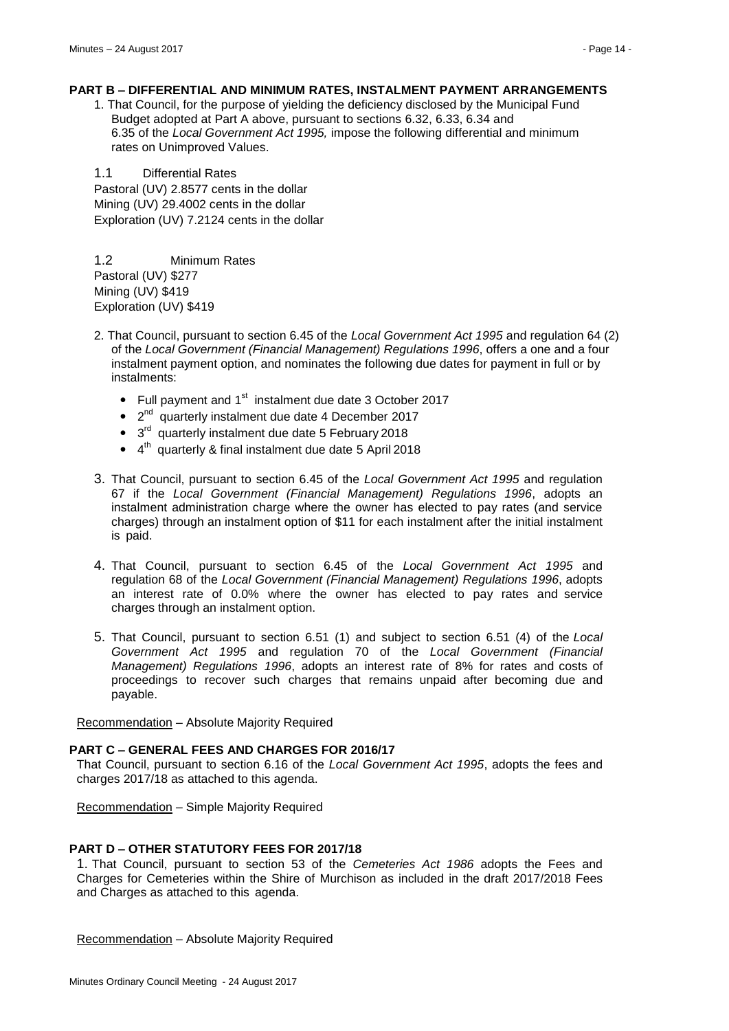**PART B – DIFFERENTIAL AND MINIMUM RATES, INSTALMENT PAYMENT ARRANGEMENTS**

1. That Council, for the purpose of yielding the deficiency disclosed by the Municipal Fund Budget adopted at Part A above, pursuant to sections 6.32, 6.33, 6.34 and 6.35 of the *Local Government Act 1995,* impose the following differential and minimum rates on Unimproved Values.

1.1 Differential Rates

Pastoral (UV) 2.8577 cents in the dollar
Mining (UV) 29.4002 cents in the dollar
Exploration (UV) 7.2124 cents in the dollar

1.2 Minimum Rates

Pastoral (UV) $277
Mining (UV) $419
Exploration (UV) $419

2. That Council, pursuant to section 6.45 of the *Local Government Act 1995* and regulation 64 (2) of the *Local Government (Financial Management) Regulations 1996*, offers a one and a four instalment payment option, and nominates the following due dates for payment in full or by instalments:
   - Full payment and 1st instalment due date 3 October 2017
   - 2nd quarterly instalment due date 4 December 2017
   - 3rd quarterly instalment due date 5 February 2018
   - 4th quarterly & final instalment due date 5 April 2018

3. That Council, pursuant to section 6.45 of the *Local Government Act 1995* and regulation 67 if the *Local Government (Financial Management) Regulations 1996*, adopts an instalment administration charge where the owner has elected to pay rates (and service charges) through an instalment option of $11 for each instalment after the initial instalment is paid.

4. That Council, pursuant to section 6.45 of the *Local Government Act 1995* and regulation 68 of the *Local Government (Financial Management) Regulations 1996*, adopts an interest rate of 0.0% where the owner has elected to pay rates and service charges through an instalment option.

5. That Council, pursuant to section 6.51 (1) and subject to section 6.51 (4) of the *Local Government Act 1995* and regulation 70 of the *Local Government (Financial Management) Regulations 1996*, adopts an interest rate of 8% for rates and costs of proceedings to recover such charges that remains unpaid after becoming due and payable.

Recommendation – Absolute Majority Required

**PART C – GENERAL FEES AND CHARGES FOR 2016/17**

That Council, pursuant to section 6.16 of the *Local Government Act 1995*, adopts the fees and charges 2017/18 as attached to this agenda.

Recommendation – Simple Majority Required

**PART D – OTHER STATUTORY FEES FOR 2017/18**

1. That Council, pursuant to section 53 of the *Cemeteries Act 1986* adopts the Fees and Charges for Cemeteries within the Shire of Murchison as included in the draft 2017/2018 Fees and Charges as attached to this agenda.

Recommendation – Absolute Majority Required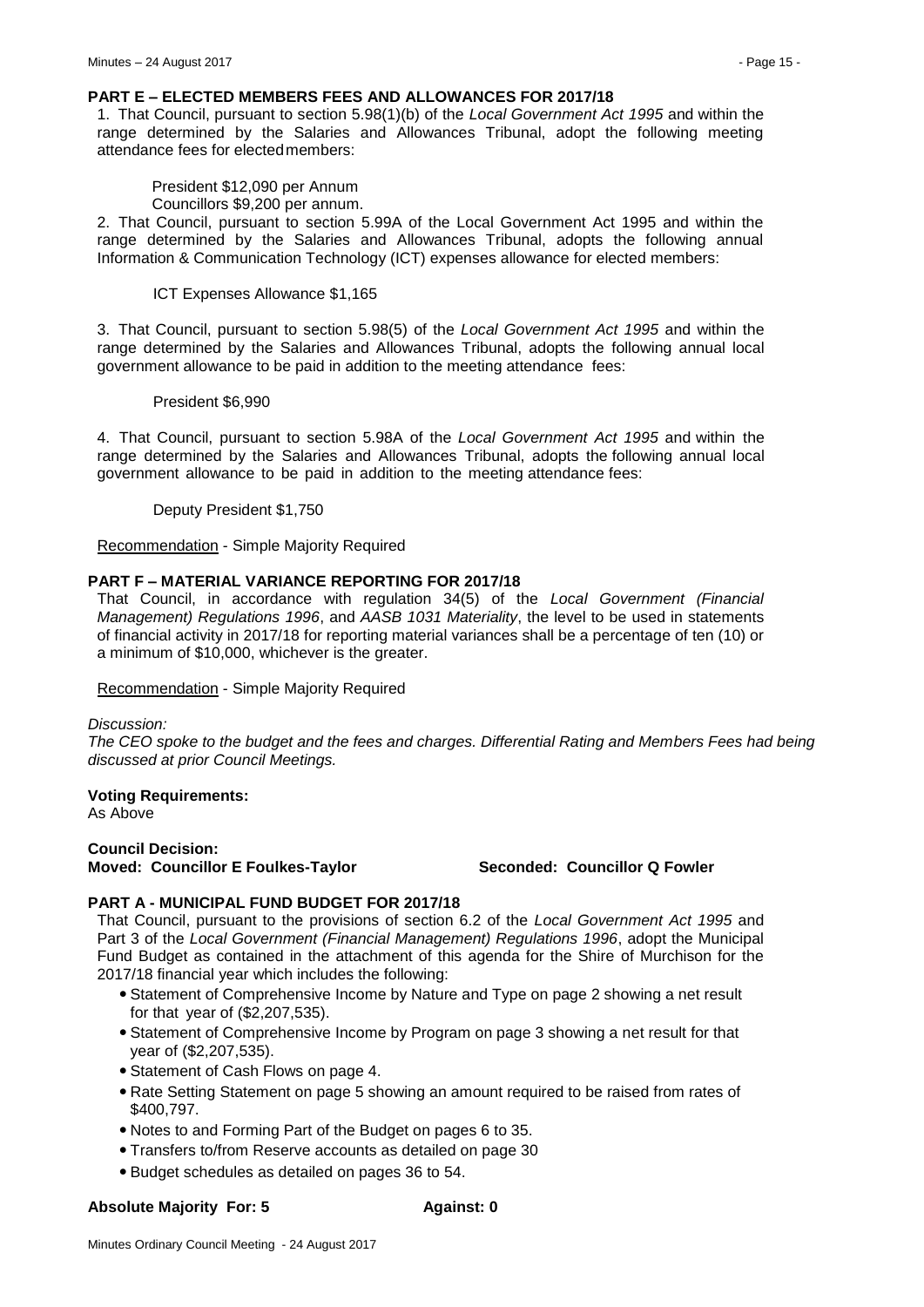**PART E – ELECTED MEMBERS FEES AND ALLOWANCES FOR 2017/18**

1. That Council, pursuant to section 5.98(1)(b) of the *Local Government Act 1995* and within the range determined by the Salaries and Allowances Tribunal, adopt the following meeting attendance fees for elected members:

President $12,090 per Annum
Councillors $9,200 per annum.

2. That Council, pursuant to section 5.99A of the Local Government Act 1995 and within the range determined by the Salaries and Allowances Tribunal, adopts the following annual Information & Communication Technology (ICT) expenses allowance for elected members:

ICT Expenses Allowance $1,165

3. That Council, pursuant to section 5.98(5) of the *Local Government Act 1995* and within the range determined by the Salaries and Allowances Tribunal, adopts the following annual local government allowance to be paid in addition to the meeting attendance fees:

President $6,990

4. That Council, pursuant to section 5.98A of the *Local Government Act 1995* and within the range determined by the Salaries and Allowances Tribunal, adopts the following annual local government allowance to be paid in addition to the meeting attendance fees:

Deputy President $1,750

Recommendation - Simple Majority Required

**PART F – MATERIAL VARIANCE REPORTING FOR 2017/18**

That Council, in accordance with regulation 34(5) of the *Local Government (Financial Management) Regulations 1996*, and *AASB 1031 Materiality*, the level to be used in statements of financial activity in 2017/18 for reporting material variances shall be a percentage of ten (10) or a minimum of $10,000, whichever is the greater.

Recommendation - Simple Majority Required

*Discussion:*
*The CEO spoke to the budget and the fees and charges. Differential Rating and Members Fees had being discussed at prior Council Meetings.*

**Voting Requirements:**
As Above

**Council Decision:**
**Moved: Councillor E Foulkes-Taylor** **Seconded: Councillor Q Fowler**

**PART A - MUNICIPAL FUND BUDGET FOR 2017/18**

That Council, pursuant to the provisions of section 6.2 of the *Local Government Act 1995* and Part 3 of the *Local Government (Financial Management) Regulations 1996*, adopt the Municipal Fund Budget as contained in the attachment of this agenda for the Shire of Murchison for the 2017/18 financial year which includes the following:

- Statement of Comprehensive Income by Nature and Type on page 2 showing a net result for that year of ($2,207,535).
- Statement of Comprehensive Income by Program on page 3 showing a net result for that year of ($2,207,535).
- Statement of Cash Flows on page 4.
- Rate Setting Statement on page 5 showing an amount required to be raised from rates of $400,797.
- Notes to and Forming Part of the Budget on pages 6 to 35.
- Transfers to/from Reserve accounts as detailed on page 30
- Budget schedules as detailed on pages 36 to 54.

**Absolute Majority For: 5** **Against: 0**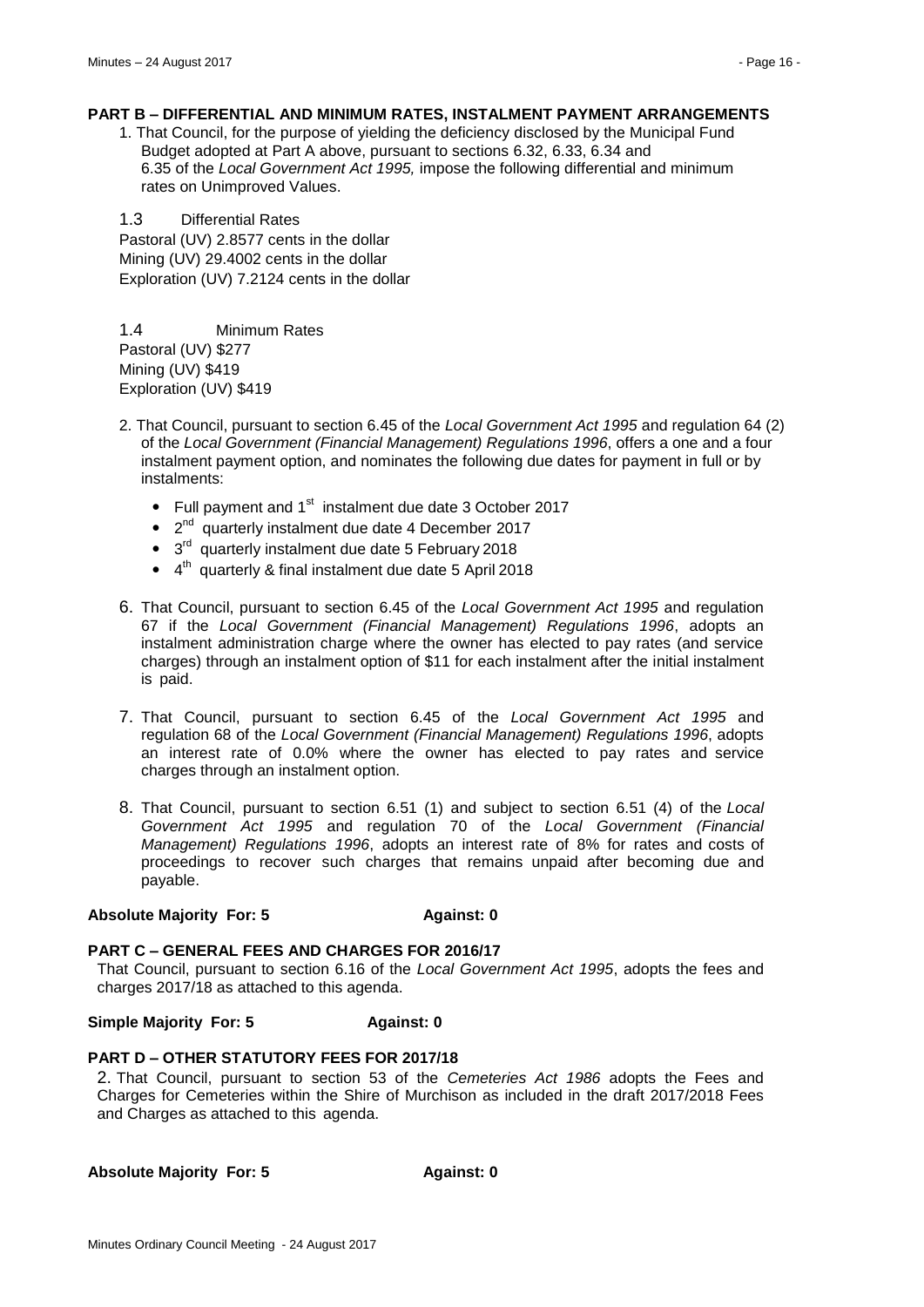**PART B – DIFFERENTIAL AND MINIMUM RATES, INSTALMENT PAYMENT ARRANGEMENTS**

1. That Council, for the purpose of yielding the deficiency disclosed by the Municipal Fund Budget adopted at Part A above, pursuant to sections 6.32, 6.33, 6.34 and 6.35 of the *Local Government Act 1995,* impose the following differential and minimum rates on Unimproved Values.

1.3 Differential Rates

Pastoral (UV) 2.8577 cents in the dollar
Mining (UV) 29.4002 cents in the dollar
Exploration (UV) 7.2124 cents in the dollar

1.4 Minimum Rates

Pastoral (UV) $277
Mining (UV) $419
Exploration (UV) $419

2. That Council, pursuant to section 6.45 of the *Local Government Act 1995* and regulation 64 (2) of the *Local Government (Financial Management) Regulations 1996*, offers a one and a four instalment payment option, and nominates the following due dates for payment in full or by instalments:

   - Full payment and 1st instalment due date 3 October 2017
   - 2nd quarterly instalment due date 4 December 2017
   - 3rd quarterly instalment due date 5 February 2018
   - 4th quarterly & final instalment due date 5 April 2018

6. That Council, pursuant to section 6.45 of the *Local Government Act 1995* and regulation 67 if the *Local Government (Financial Management) Regulations 1996*, adopts an instalment administration charge where the owner has elected to pay rates (and service charges) through an instalment option of $11 for each instalment after the initial instalment is paid.

7. That Council, pursuant to section 6.45 of the *Local Government Act 1995* and regulation 68 of the *Local Government (Financial Management) Regulations 1996*, adopts an interest rate of 0.0% where the owner has elected to pay rates and service charges through an instalment option.

8. That Council, pursuant to section 6.51 (1) and subject to section 6.51 (4) of the *Local Government Act 1995* and regulation 70 of the *Local Government (Financial Management) Regulations 1996*, adopts an interest rate of 8% for rates and costs of proceedings to recover such charges that remains unpaid after becoming due and payable.

**Absolute Majority For: 5 Against: 0**

**PART C – GENERAL FEES AND CHARGES FOR 2016/17**

That Council, pursuant to section 6.16 of the *Local Government Act 1995*, adopts the fees and charges 2017/18 as attached to this agenda.

**Simple Majority For: 5 Against: 0**

**PART D – OTHER STATUTORY FEES FOR 2017/18**

2. That Council, pursuant to section 53 of the *Cemeteries Act 1986* adopts the Fees and Charges for Cemeteries within the Shire of Murchison as included in the draft 2017/2018 Fees and Charges as attached to this agenda.

**Absolute Majority For: 5 Against: 0**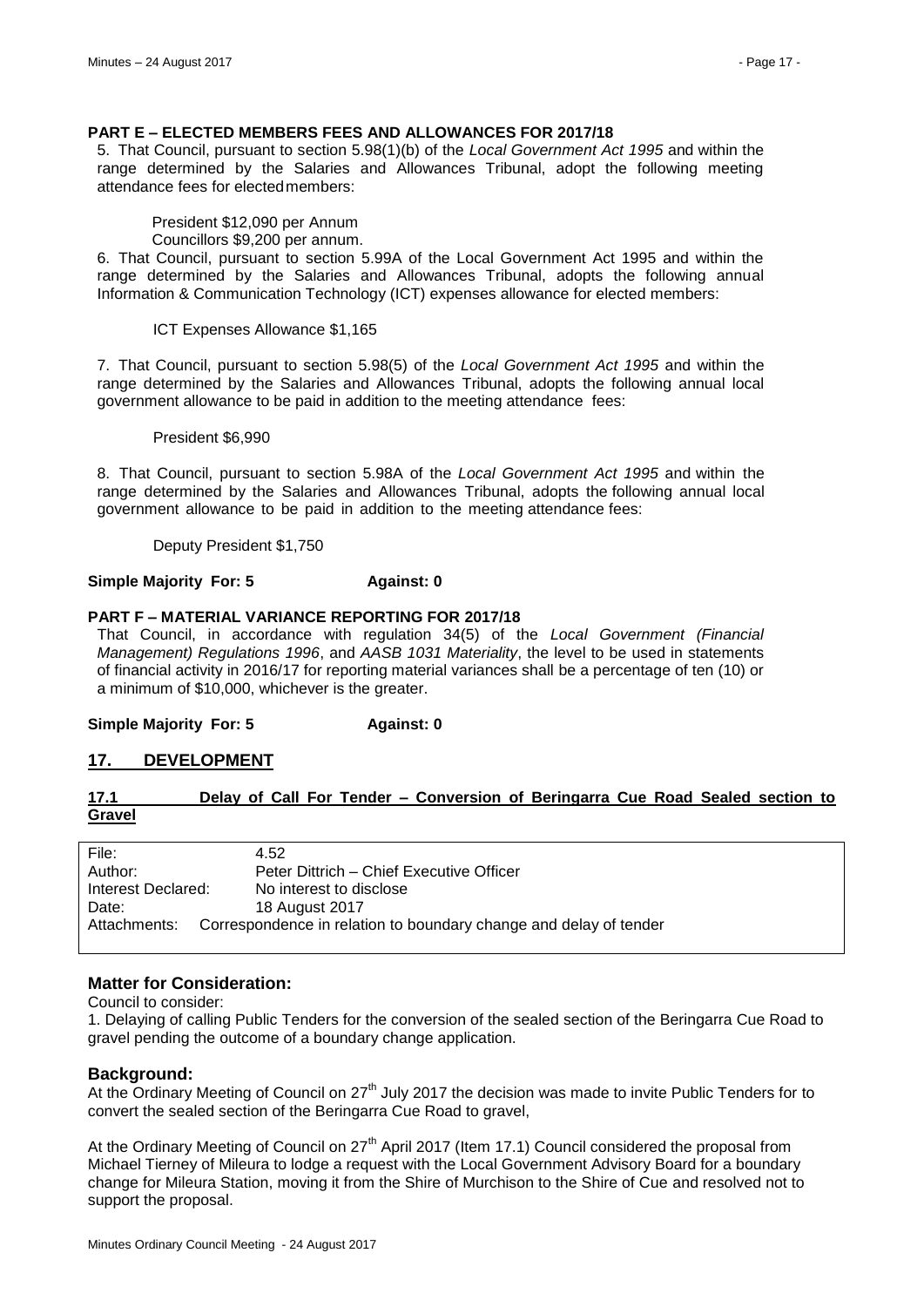**PART E – ELECTED MEMBERS FEES AND ALLOWANCES FOR 2017/18**

5. That Council, pursuant to section 5.98(1)(b) of the *Local Government Act 1995* and within the range determined by the Salaries and Allowances Tribunal, adopt the following meeting attendance fees for elected members:

President $12,090 per Annum
Councillors $9,200 per annum.

6. That Council, pursuant to section 5.99A of the Local Government Act 1995 and within the range determined by the Salaries and Allowances Tribunal, adopts the following annual Information & Communication Technology (ICT) expenses allowance for elected members:

ICT Expenses Allowance $1,165

7. That Council, pursuant to section 5.98(5) of the *Local Government Act 1995* and within the range determined by the Salaries and Allowances Tribunal, adopts the following annual local government allowance to be paid in addition to the meeting attendance fees:

President $6,990

8. That Council, pursuant to section 5.98A of the *Local Government Act 1995* and within the range determined by the Salaries and Allowances Tribunal, adopts the following annual local government allowance to be paid in addition to the meeting attendance fees:

Deputy President $1,750

**Simple Majority For: 5 Against: 0**

**PART F – MATERIAL VARIANCE REPORTING FOR 2017/18**

That Council, in accordance with regulation 34(5) of the *Local Government (Financial Management) Regulations 1996*, and *AASB 1031 Materiality*, the level to be used in statements of financial activity in 2016/17 for reporting material variances shall be a percentage of ten (10) or a minimum of $10,000, whichever is the greater.

**Simple Majority For: 5 Against: 0**

## 17. DEVELOPMENT

### 17.1 Delay of Call For Tender – Conversion of Beringarra Cue Road Sealed section to Gravel

| | |
|---|---|
| File: | 4.52 |
| Author: | Peter Dittrich – Chief Executive Officer |
| Interest Declared: | No interest to disclose |
| Date: | 18 August 2017 |
| Attachments: | Correspondence in relation to boundary change and delay of tender |

### Matter for Consideration:

Council to consider:

1. Delaying of calling Public Tenders for the conversion of the sealed section of the Beringarra Cue Road to gravel pending the outcome of a boundary change application.

### Background:

At the Ordinary Meeting of Council on 27th July 2017 the decision was made to invite Public Tenders for to convert the sealed section of the Beringarra Cue Road to gravel,

At the Ordinary Meeting of Council on 27th April 2017 (Item 17.1) Council considered the proposal from Michael Tierney of Mileura to lodge a request with the Local Government Advisory Board for a boundary change for Mileura Station, moving it from the Shire of Murchison to the Shire of Cue and resolved not to support the proposal.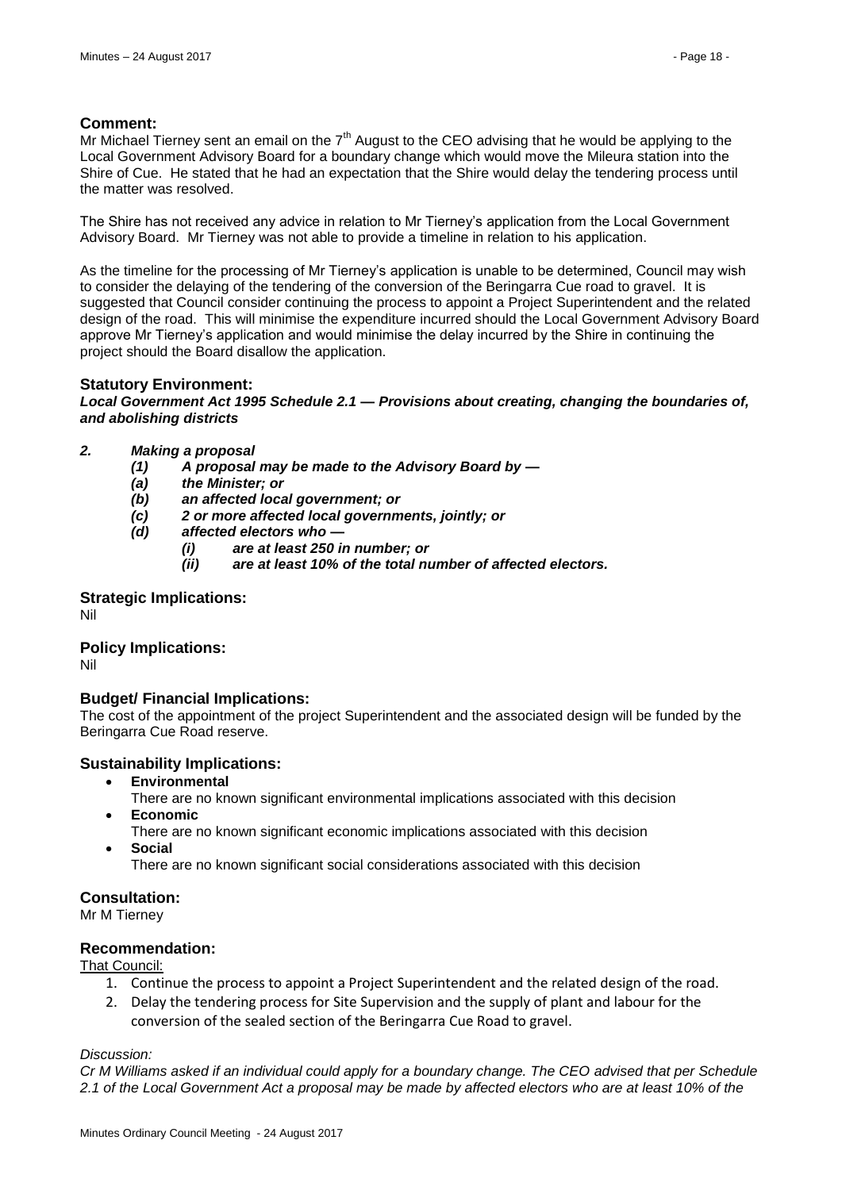## Comment:

Mr Michael Tierney sent an email on the 7th August to the CEO advising that he would be applying to the Local Government Advisory Board for a boundary change which would move the Mileura station into the Shire of Cue. He stated that he had an expectation that the Shire would delay the tendering process until the matter was resolved.

The Shire has not received any advice in relation to Mr Tierney's application from the Local Government Advisory Board. Mr Tierney was not able to provide a timeline in relation to his application.

As the timeline for the processing of Mr Tierney's application is unable to be determined, Council may wish to consider the delaying of the tendering of the conversion of the Beringarra Cue road to gravel. It is suggested that Council consider continuing the process to appoint a Project Superintendent and the related design of the road. This will minimise the expenditure incurred should the Local Government Advisory Board approve Mr Tierney's application and would minimise the delay incurred by the Shire in continuing the project should the Board disallow the application.

## Statutory Environment:

***Local Government Act 1995 Schedule 2.1 — Provisions about creating, changing the boundaries of, and abolishing districts***

***2. Making a proposal***
- ***(1) A proposal may be made to the Advisory Board by —***
- ***(a) the Minister; or***
- ***(b) an affected local government; or***
- ***(c) 2 or more affected local governments, jointly; or***
- ***(d) affected electors who —***
  - ***(i) are at least 250 in number; or***
  - ***(ii) are at least 10% of the total number of affected electors.***

## Strategic Implications:

Nil

## Policy Implications:

Nil

## Budget/ Financial Implications:

The cost of the appointment of the project Superintendent and the associated design will be funded by the Beringarra Cue Road reserve.

## Sustainability Implications:

- **Environmental**
  There are no known significant environmental implications associated with this decision
- **Economic**
  There are no known significant economic implications associated with this decision
- **Social**
  There are no known significant social considerations associated with this decision

## Consultation:

Mr M Tierney

## Recommendation:

That Council:

1. Continue the process to appoint a Project Superintendent and the related design of the road.
2. Delay the tendering process for Site Supervision and the supply of plant and labour for the conversion of the sealed section of the Beringarra Cue Road to gravel.

*Discussion:*

*Cr M Williams asked if an individual could apply for a boundary change. The CEO advised that per Schedule 2.1 of the Local Government Act a proposal may be made by affected electors who are at least 10% of the*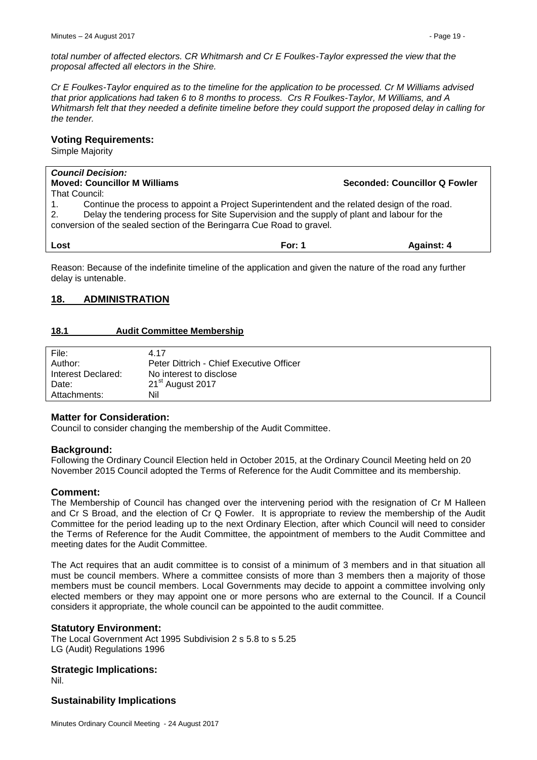*total number of affected electors. CR Whitmarsh and Cr E Foulkes-Taylor expressed the view that the proposal affected all electors in the Shire.*

*Cr E Foulkes-Taylor enquired as to the timeline for the application to be processed. Cr M Williams advised that prior applications had taken 6 to 8 months to process. Crs R Foulkes-Taylor, M Williams, and A Whitmarsh felt that they needed a definite timeline before they could support the proposed delay in calling for the tender.*

### Voting Requirements:

Simple Majority

***Council Decision:***

**Moved: Councillor M Williams** **Seconded: Councillor Q Fowler**

That Council:

1. Continue the process to appoint a Project Superintendent and the related design of the road.
2. Delay the tendering process for Site Supervision and the supply of plant and labour for the conversion of the sealed section of the Beringarra Cue Road to gravel.

**Lost** **For: 1** **Against: 4**

Reason: Because of the indefinite timeline of the application and given the nature of the road any further delay is untenable.

## 18. ADMINISTRATION

### 18.1 Audit Committee Membership

| | |
|---|---|
| File: | 4.17 |
| Author: | Peter Dittrich - Chief Executive Officer |
| Interest Declared: | No interest to disclose |
| Date: | 21st August 2017 |
| Attachments: | Nil |

### Matter for Consideration:

Council to consider changing the membership of the Audit Committee.

### Background:

Following the Ordinary Council Election held in October 2015, at the Ordinary Council Meeting held on 20 November 2015 Council adopted the Terms of Reference for the Audit Committee and its membership.

### Comment:

The Membership of Council has changed over the intervening period with the resignation of Cr M Halleen and Cr S Broad, and the election of Cr Q Fowler. It is appropriate to review the membership of the Audit Committee for the period leading up to the next Ordinary Election, after which Council will need to consider the Terms of Reference for the Audit Committee, the appointment of members to the Audit Committee and meeting dates for the Audit Committee.

The Act requires that an audit committee is to consist of a minimum of 3 members and in that situation all must be council members. Where a committee consists of more than 3 members then a majority of those members must be council members. Local Governments may decide to appoint a committee involving only elected members or they may appoint one or more persons who are external to the Council. If a Council considers it appropriate, the whole council can be appointed to the audit committee.

### Statutory Environment:

The Local Government Act 1995 Subdivision 2 s 5.8 to s 5.25
LG (Audit) Regulations 1996

### Strategic Implications:

Nil.

### Sustainability Implications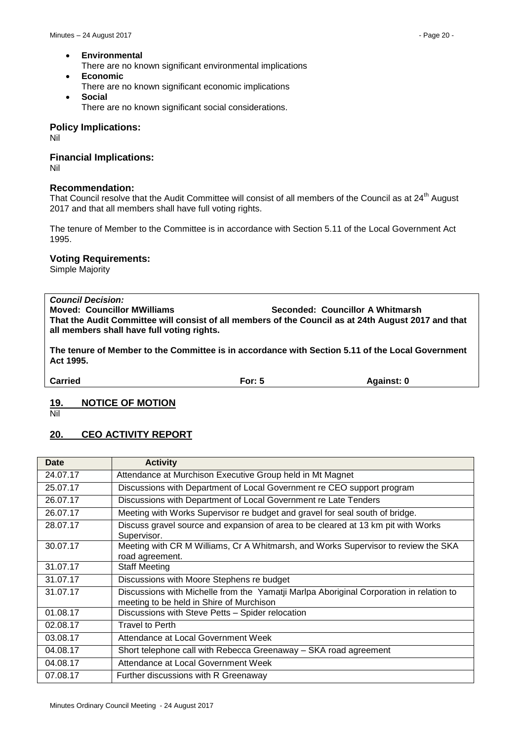- **Environmental**
  There are no known significant environmental implications
- **Economic**
  There are no known significant economic implications
- **Social**
  There are no known significant social considerations.

### Policy Implications:

Nil

### Financial Implications:

Nil

### Recommendation:

That Council resolve that the Audit Committee will consist of all members of the Council as at 24th August 2017 and that all members shall have full voting rights.

The tenure of Member to the Committee is in accordance with Section 5.11 of the Local Government Act 1995.

### Voting Requirements:

Simple Majority

***Council Decision:***
**Moved: Councillor MWilliams** **Seconded: Councillor A Whitmarsh**
**That the Audit Committee will consist of all members of the Council as at 24th August 2017 and that all members shall have full voting rights.**

**The tenure of Member to the Committee is in accordance with Section 5.11 of the Local Government Act 1995.**

**Carried** **For: 5** **Against: 0**

## 19. NOTICE OF MOTION

Nil

## 20. CEO ACTIVITY REPORT

| Date | Activity |
|---|---|
| 24.07.17 | Attendance at Murchison Executive Group held in Mt Magnet |
| 25.07.17 | Discussions with Department of Local Government re CEO support program |
| 26.07.17 | Discussions with Department of Local Government re Late Tenders |
| 26.07.17 | Meeting with Works Supervisor re budget and gravel for seal south of bridge. |
| 28.07.17 | Discuss gravel source and expansion of area to be cleared at 13 km pit with Works Supervisor. |
| 30.07.17 | Meeting with CR M Williams, Cr A Whitmarsh, and Works Supervisor to review the SKA road agreement. |
| 31.07.17 | Staff Meeting |
| 31.07.17 | Discussions with Moore Stephens re budget |
| 31.07.17 | Discussions with Michelle from the Yamatji Marlpa Aboriginal Corporation in relation to meeting to be held in Shire of Murchison |
| 01.08.17 | Discussions with Steve Petts – Spider relocation |
| 02.08.17 | Travel to Perth |
| 03.08.17 | Attendance at Local Government Week |
| 04.08.17 | Short telephone call with Rebecca Greenaway – SKA road agreement |
| 04.08.17 | Attendance at Local Government Week |
| 07.08.17 | Further discussions with R Greenaway |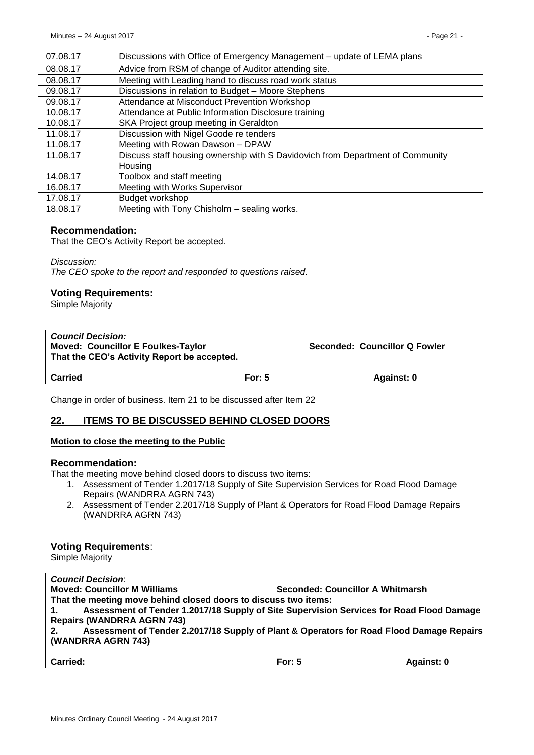| 07.08.17 | Discussions with Office of Emergency Management – update of LEMA plans |
|---|---|
| 08.08.17 | Advice from RSM of change of Auditor attending site. |
| 08.08.17 | Meeting with Leading hand to discuss road work status |
| 09.08.17 | Discussions in relation to Budget – Moore Stephens |
| 09.08.17 | Attendance at Misconduct Prevention Workshop |
| 10.08.17 | Attendance at Public Information Disclosure training |
| 10.08.17 | SKA Project group meeting in Geraldton |
| 11.08.17 | Discussion with Nigel Goode re tenders |
| 11.08.17 | Meeting with Rowan Dawson – DPAW |
| 11.08.17 | Discuss staff housing ownership with S Davidovich from Department of Community Housing |
| 14.08.17 | Toolbox and staff meeting |
| 16.08.17 | Meeting with Works Supervisor |
| 17.08.17 | Budget workshop |
| 18.08.17 | Meeting with Tony Chisholm – sealing works. |

### Recommendation:

That the CEO's Activity Report be accepted.

*Discussion:*
*The CEO spoke to the report and responded to questions raised.*

### Voting Requirements:

Simple Majority

***Council Decision:***
**Moved: Councillor E Foulkes-Taylor** **Seconded: Councillor Q Fowler**
**That the CEO's Activity Report be accepted.**

**Carried** **For: 5** **Against: 0**

Change in order of business. Item 21 to be discussed after Item 22

## 22. ITEMS TO BE DISCUSSED BEHIND CLOSED DOORS

**Motion to close the meeting to the Public**

### Recommendation:

That the meeting move behind closed doors to discuss two items:

1. Assessment of Tender 1.2017/18 Supply of Site Supervision Services for Road Flood Damage Repairs (WANDRRA AGRN 743)
2. Assessment of Tender 2.2017/18 Supply of Plant & Operators for Road Flood Damage Repairs (WANDRRA AGRN 743)

### Voting Requirements:

Simple Majority

***Council Decision***:
**Moved: Councillor M Williams** **Seconded: Councillor A Whitmarsh**
**That the meeting move behind closed doors to discuss two items:**
**1. Assessment of Tender 1.2017/18 Supply of Site Supervision Services for Road Flood Damage Repairs (WANDRRA AGRN 743)**
**2. Assessment of Tender 2.2017/18 Supply of Plant & Operators for Road Flood Damage Repairs (WANDRRA AGRN 743)**

**Carried:** **For: 5** **Against: 0**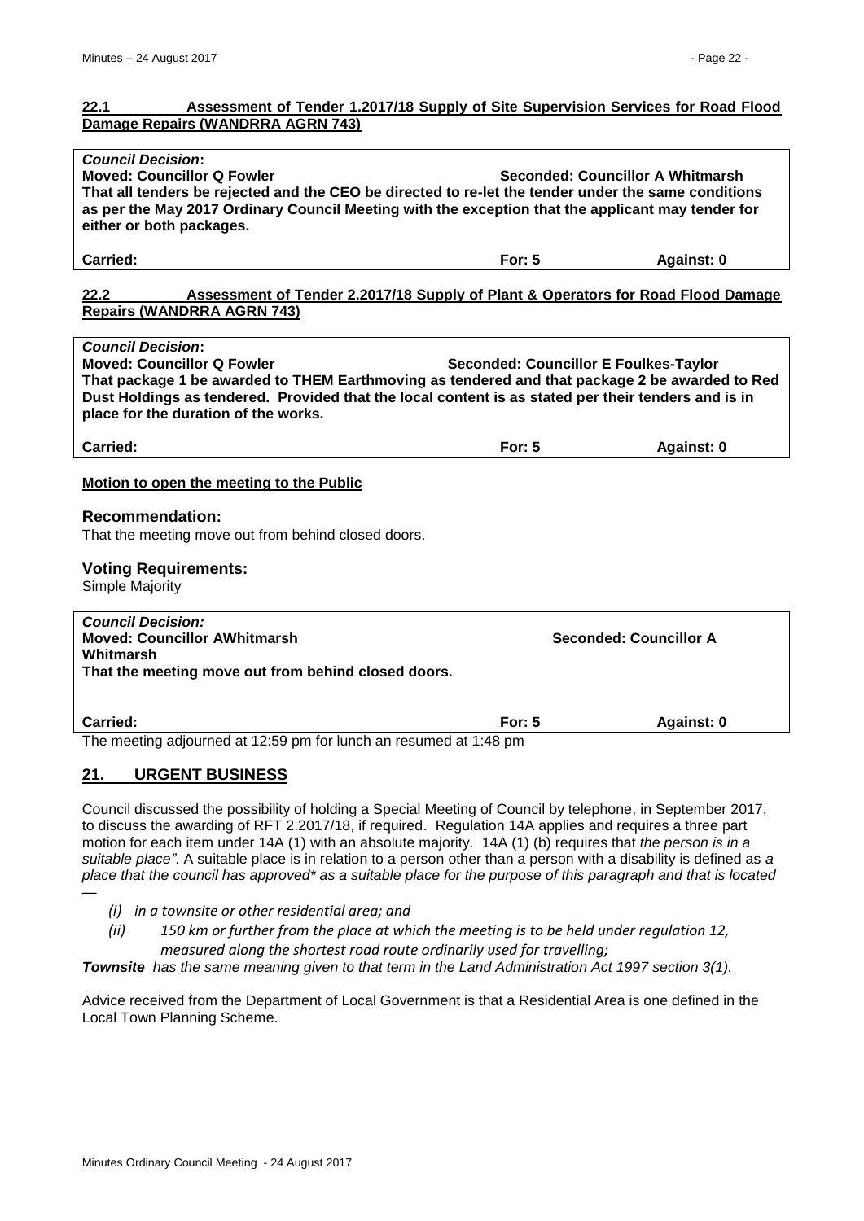## 22.1 Assessment of Tender 1.2017/18 Supply of Site Supervision Services for Road Flood Damage Repairs (WANDRRA AGRN 743)

***Council Decision*:**
**Moved: Councillor Q Fowler** **Seconded: Councillor A Whitmarsh**
**That all tenders be rejected and the CEO be directed to re-let the tender under the same conditions as per the May 2017 Ordinary Council Meeting with the exception that the applicant may tender for either or both packages.**

| **Carried:** | **For: 5** | **Against: 0** |
|---|---|---|

## 22.2 Assessment of Tender 2.2017/18 Supply of Plant & Operators for Road Flood Damage Repairs (WANDRRA AGRN 743)

***Council Decision*:**
**Moved: Councillor Q Fowler** **Seconded: Councillor E Foulkes-Taylor**
**That package 1 be awarded to THEM Earthmoving as tendered and that package 2 be awarded to Red Dust Holdings as tendered. Provided that the local content is as stated per their tenders and is in place for the duration of the works.**

| **Carried:** | **For: 5** | **Against: 0** |
|---|---|---|

**Motion to open the meeting to the Public**

### Recommendation:

That the meeting move out from behind closed doors.

### Voting Requirements:

Simple Majority

***Council Decision:***
**Moved: Councillor AWhitmarsh** **Seconded: Councillor A Whitmarsh**
**That the meeting move out from behind closed doors.**

| **Carried:** | **For: 5** | **Against: 0** |
|---|---|---|

The meeting adjourned at 12:59 pm for lunch an resumed at 1:48 pm

## 21. URGENT BUSINESS

Council discussed the possibility of holding a Special Meeting of Council by telephone, in September 2017, to discuss the awarding of RFT 2.2017/18, if required. Regulation 14A applies and requires a three part motion for each item under 14A (1) with an absolute majority. 14A (1) (b) requires that *the person is in a suitable place".* A suitable place is in relation to a person other than a person with a disability is defined as *a place that the council has approved\* as a suitable place for the purpose of this paragraph and that is located —*

- *(i) in a townsite or other residential area; and*
- *(ii) 150 km or further from the place at which the meeting is to be held under regulation 12, measured along the shortest road route ordinarily used for travelling;*

***Townsite*** *has the same meaning given to that term in the Land Administration Act 1997 section 3(1).*

Advice received from the Department of Local Government is that a Residential Area is one defined in the Local Town Planning Scheme.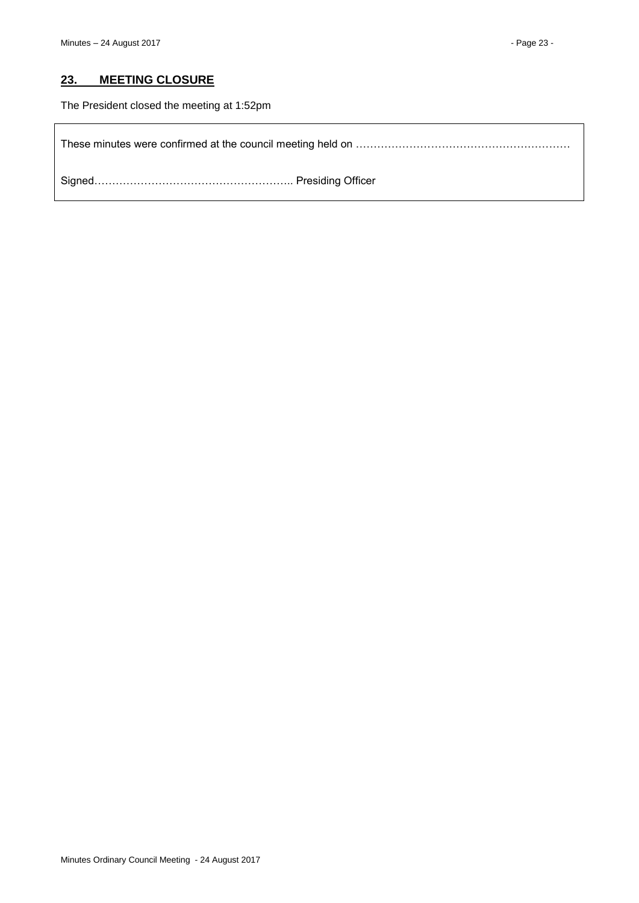## 23. MEETING CLOSURE

The President closed the meeting at 1:52pm

These minutes were confirmed at the council meeting held on ……………………………………………………

Signed……………………………………………….. Presiding Officer